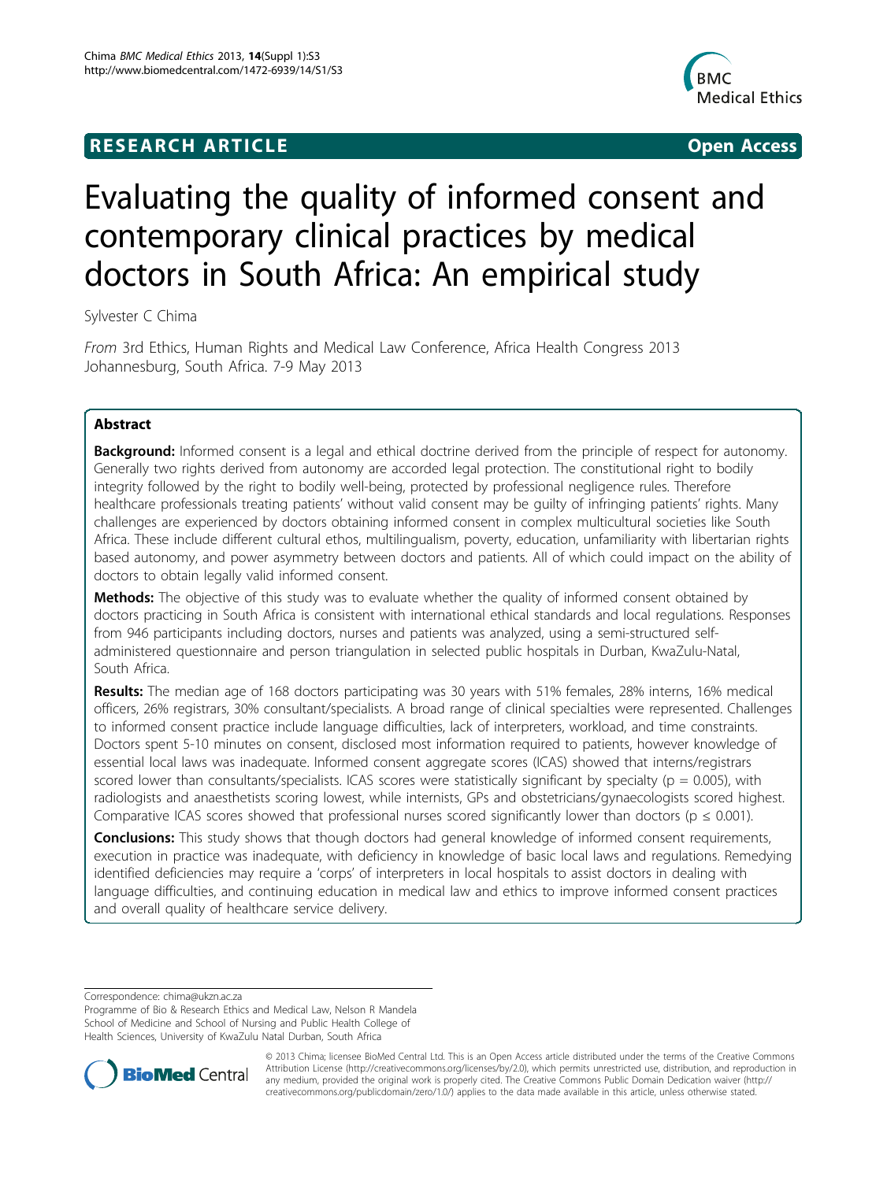RESEARCH ARTICLE **Open Access**

# Evaluating the quality of informed consent and contemporary clinical practices by medical doctors in South Africa: An empirical study

Sylvester C Chima

*From* 3rd Ethics, Human Rights and Medical Law Conference, Africa Health Congress 2013
Johannesburg, South Africa. 7-9 May 2013

## Abstract

**Background:** Informed consent is a legal and ethical doctrine derived from the principle of respect for autonomy. Generally two rights derived from autonomy are accorded legal protection. The constitutional right to bodily integrity followed by the right to bodily well-being, protected by professional negligence rules. Therefore healthcare professionals treating patients' without valid consent may be guilty of infringing patients' rights. Many challenges are experienced by doctors obtaining informed consent in complex multicultural societies like South Africa. These include different cultural ethos, multilingualism, poverty, education, unfamiliarity with libertarian rights based autonomy, and power asymmetry between doctors and patients. All of which could impact on the ability of doctors to obtain legally valid informed consent.

**Methods:** The objective of this study was to evaluate whether the quality of informed consent obtained by doctors practicing in South Africa is consistent with international ethical standards and local regulations. Responses from 946 participants including doctors, nurses and patients was analyzed, using a semi-structured self-administered questionnaire and person triangulation in selected public hospitals in Durban, KwaZulu-Natal, South Africa.

**Results:** The median age of 168 doctors participating was 30 years with 51% females, 28% interns, 16% medical officers, 26% registrars, 30% consultant/specialists. A broad range of clinical specialties were represented. Challenges to informed consent practice include language difficulties, lack of interpreters, workload, and time constraints. Doctors spent 5-10 minutes on consent, disclosed most information required to patients, however knowledge of essential local laws was inadequate. Informed consent aggregate scores (ICAS) showed that interns/registrars scored lower than consultants/specialists. ICAS scores were statistically significant by specialty ($p = 0.005$), with radiologists and anaesthetists scoring lowest, while internists, GPs and obstetricians/gynaecologists scored highest. Comparative ICAS scores showed that professional nurses scored significantly lower than doctors ($p \leq 0.001$).

**Conclusions:** This study shows that though doctors had general knowledge of informed consent requirements, execution in practice was inadequate, with deficiency in knowledge of basic local laws and regulations. Remedying identified deficiencies may require a 'corps' of interpreters in local hospitals to assist doctors in dealing with language difficulties, and continuing education in medical law and ethics to improve informed consent practices and overall quality of healthcare service delivery.

Correspondence: chima@ukzn.ac.za
Programme of Bio & Research Ethics and Medical Law, Nelson R Mandela School of Medicine and School of Nursing and Public Health College of Health Sciences, University of KwaZulu Natal Durban, South Africa

© 2013 Chima; licensee BioMed Central Ltd. This is an Open Access article distributed under the terms of the Creative Commons Attribution License (http://creativecommons.org/licenses/by/2.0), which permits unrestricted use, distribution, and reproduction in any medium, provided the original work is properly cited. The Creative Commons Public Domain Dedication waiver (http://creativecommons.org/publicdomain/zero/1.0/) applies to the data made available in this article, unless otherwise stated.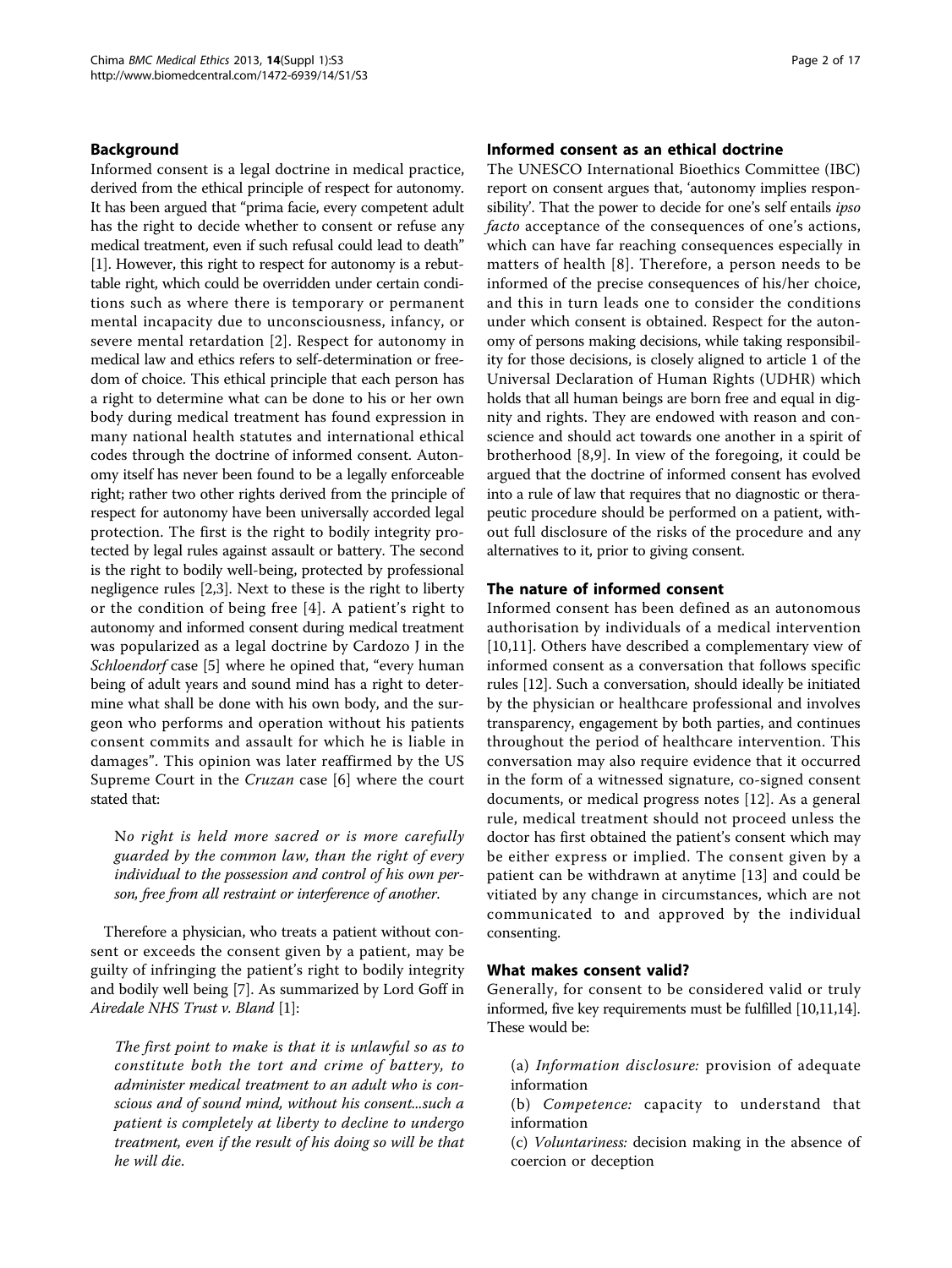## Background

Informed consent is a legal doctrine in medical practice, derived from the ethical principle of respect for autonomy. It has been argued that "prima facie, every competent adult has the right to decide whether to consent or refuse any medical treatment, even if such refusal could lead to death" [1]. However, this right to respect for autonomy is a rebuttable right, which could be overridden under certain conditions such as where there is temporary or permanent mental incapacity due to unconsciousness, infancy, or severe mental retardation [2]. Respect for autonomy in medical law and ethics refers to self-determination or freedom of choice. This ethical principle that each person has a right to determine what can be done to his or her own body during medical treatment has found expression in many national health statutes and international ethical codes through the doctrine of informed consent. Autonomy itself has never been found to be a legally enforceable right; rather two other rights derived from the principle of respect for autonomy have been universally accorded legal protection. The first is the right to bodily integrity protected by legal rules against assault or battery. The second is the right to bodily well-being, protected by professional negligence rules [2,3]. Next to these is the right to liberty or the condition of being free [4]. A patient's right to autonomy and informed consent during medical treatment was popularized as a legal doctrine by Cardozo J in the *Schloendorf* case [5] where he opined that, "every human being of adult years and sound mind has a right to determine what shall be done with his own body, and the surgeon who performs and operation without his patients consent commits and assault for which he is liable in damages". This opinion was later reaffirmed by the US Supreme Court in the *Cruzan* case [6] where the court stated that:

> N*o right is held more sacred or is more carefully guarded by the common law, than the right of every individual to the possession and control of his own person, free from all restraint or interference of another.*

Therefore a physician, who treats a patient without consent or exceeds the consent given by a patient, may be guilty of infringing the patient's right to bodily integrity and bodily well being [7]. As summarized by Lord Goff in *Airedale NHS Trust v. Bland* [1]:

> *The first point to make is that it is unlawful so as to constitute both the tort and crime of battery, to administer medical treatment to an adult who is conscious and of sound mind, without his consent...such a patient is completely at liberty to decline to undergo treatment, even if the result of his doing so will be that he will die.*

## Informed consent as an ethical doctrine

The UNESCO International Bioethics Committee (IBC) report on consent argues that, 'autonomy implies responsibility'. That the power to decide for one's self entails *ipso facto* acceptance of the consequences of one's actions, which can have far reaching consequences especially in matters of health [8]. Therefore, a person needs to be informed of the precise consequences of his/her choice, and this in turn leads one to consider the conditions under which consent is obtained. Respect for the autonomy of persons making decisions, while taking responsibility for those decisions, is closely aligned to article 1 of the Universal Declaration of Human Rights (UDHR) which holds that all human beings are born free and equal in dignity and rights. They are endowed with reason and conscience and should act towards one another in a spirit of brotherhood [8,9]. In view of the foregoing, it could be argued that the doctrine of informed consent has evolved into a rule of law that requires that no diagnostic or therapeutic procedure should be performed on a patient, without full disclosure of the risks of the procedure and any alternatives to it, prior to giving consent.

## The nature of informed consent

Informed consent has been defined as an autonomous authorisation by individuals of a medical intervention [10,11]. Others have described a complementary view of informed consent as a conversation that follows specific rules [12]. Such a conversation, should ideally be initiated by the physician or healthcare professional and involves transparency, engagement by both parties, and continues throughout the period of healthcare intervention. This conversation may also require evidence that it occurred in the form of a witnessed signature, co-signed consent documents, or medical progress notes [12]. As a general rule, medical treatment should not proceed unless the doctor has first obtained the patient's consent which may be either express or implied. The consent given by a patient can be withdrawn at anytime [13] and could be vitiated by any change in circumstances, which are not communicated to and approved by the individual consenting.

## What makes consent valid?

Generally, for consent to be considered valid or truly informed, five key requirements must be fulfilled [10,11,14]. These would be:

(a) *Information disclosure:* provision of adequate information

(b) *Competence:* capacity to understand that information

(c) *Voluntariness:* decision making in the absence of coercion or deception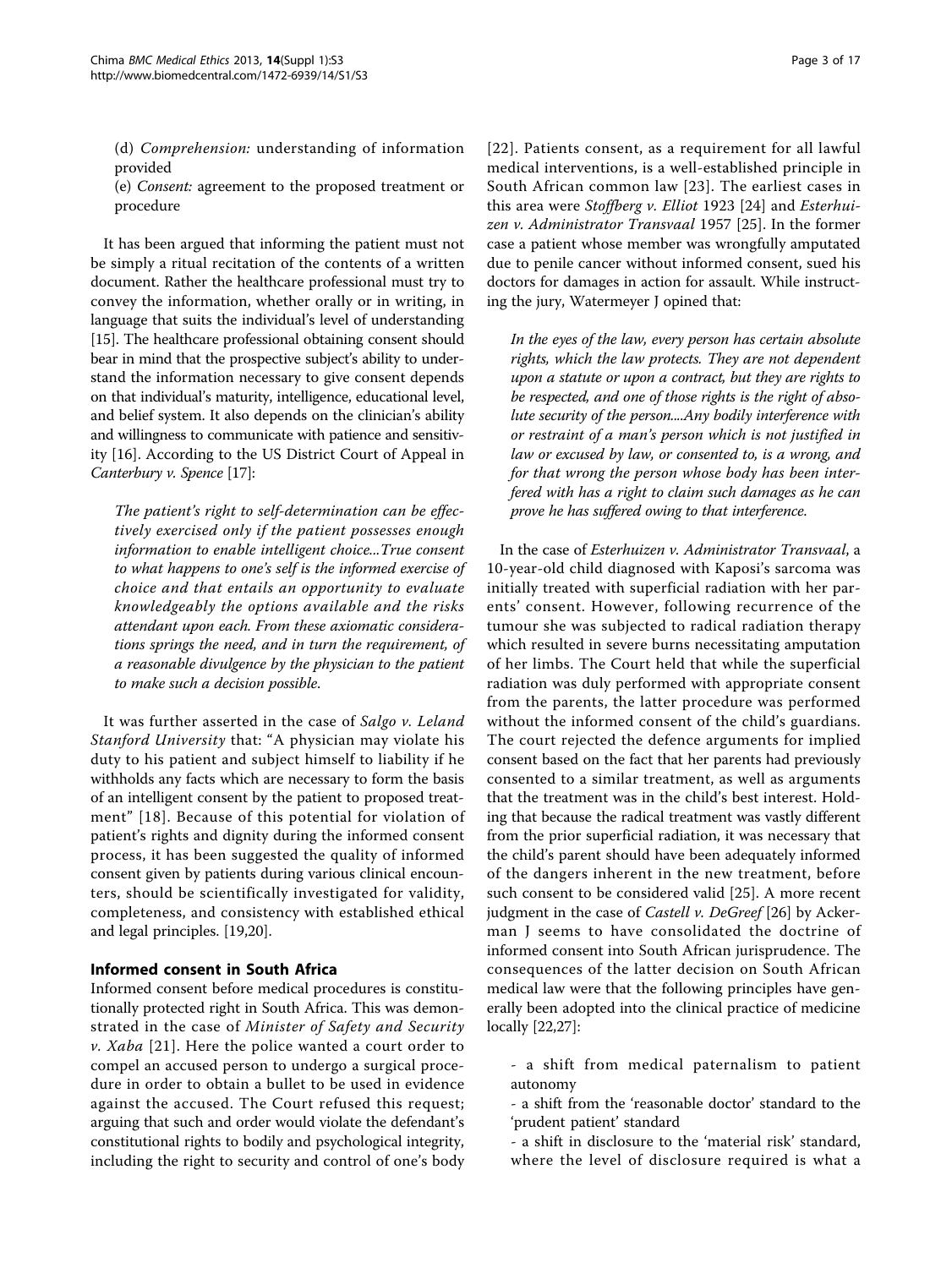(d) *Comprehension:* understanding of information provided
(e) *Consent:* agreement to the proposed treatment or procedure

It has been argued that informing the patient must not be simply a ritual recitation of the contents of a written document. Rather the healthcare professional must try to convey the information, whether orally or in writing, in language that suits the individual's level of understanding [15]. The healthcare professional obtaining consent should bear in mind that the prospective subject's ability to understand the information necessary to give consent depends on that individual's maturity, intelligence, educational level, and belief system. It also depends on the clinician's ability and willingness to communicate with patience and sensitivity [16]. According to the US District Court of Appeal in *Canterbury v. Spence* [17]:

> *The patient's right to self-determination can be effectively exercised only if the patient possesses enough information to enable intelligent choice...True consent to what happens to one's self is the informed exercise of choice and that entails an opportunity to evaluate knowledgeably the options available and the risks attendant upon each. From these axiomatic considerations springs the need, and in turn the requirement, of a reasonable divulgence by the physician to the patient to make such a decision possible.*

It was further asserted in the case of *Salgo v. Leland Stanford University* that: "A physician may violate his duty to his patient and subject himself to liability if he withholds any facts which are necessary to form the basis of an intelligent consent by the patient to proposed treatment" [18]. Because of this potential for violation of patient's rights and dignity during the informed consent process, it has been suggested the quality of informed consent given by patients during various clinical encounters, should be scientifically investigated for validity, completeness, and consistency with established ethical and legal principles. [19,20].

## Informed consent in South Africa

Informed consent before medical procedures is constitutionally protected right in South Africa. This was demonstrated in the case of *Minister of Safety and Security v. Xaba* [21]. Here the police wanted a court order to compel an accused person to undergo a surgical procedure in order to obtain a bullet to be used in evidence against the accused. The Court refused this request; arguing that such and order would violate the defendant's constitutional rights to bodily and psychological integrity, including the right to security and control of one's body [22]. Patients consent, as a requirement for all lawful medical interventions, is a well-established principle in South African common law [23]. The earliest cases in this area were *Stoffberg v. Elliot* 1923 [24] and *Esterhuizen v. Administrator Transvaal* 1957 [25]. In the former case a patient whose member was wrongfully amputated due to penile cancer without informed consent, sued his doctors for damages in action for assault. While instructing the jury, Watermeyer J opined that:

> *In the eyes of the law, every person has certain absolute rights, which the law protects. They are not dependent upon a statute or upon a contract, but they are rights to be respected, and one of those rights is the right of absolute security of the person....Any bodily interference with or restraint of a man's person which is not justified in law or excused by law, or consented to, is a wrong, and for that wrong the person whose body has been interfered with has a right to claim such damages as he can prove he has suffered owing to that interference.*

In the case of *Esterhuizen v. Administrator Transvaal*, a 10-year-old child diagnosed with Kaposi's sarcoma was initially treated with superficial radiation with her parents' consent. However, following recurrence of the tumour she was subjected to radical radiation therapy which resulted in severe burns necessitating amputation of her limbs. The Court held that while the superficial radiation was duly performed with appropriate consent from the parents, the latter procedure was performed without the informed consent of the child's guardians. The court rejected the defence arguments for implied consent based on the fact that her parents had previously consented to a similar treatment, as well as arguments that the treatment was in the child's best interest. Holding that because the radical treatment was vastly different from the prior superficial radiation, it was necessary that the child's parent should have been adequately informed of the dangers inherent in the new treatment, before such consent to be considered valid [25]. A more recent judgment in the case of *Castell v. DeGreef* [26] by Ackerman J seems to have consolidated the doctrine of informed consent into South African jurisprudence. The consequences of the latter decision on South African medical law were that the following principles have generally been adopted into the clinical practice of medicine locally [22,27]:

- a shift from medical paternalism to patient autonomy
- a shift from the 'reasonable doctor' standard to the 'prudent patient' standard
- a shift in disclosure to the 'material risk' standard, where the level of disclosure required is what a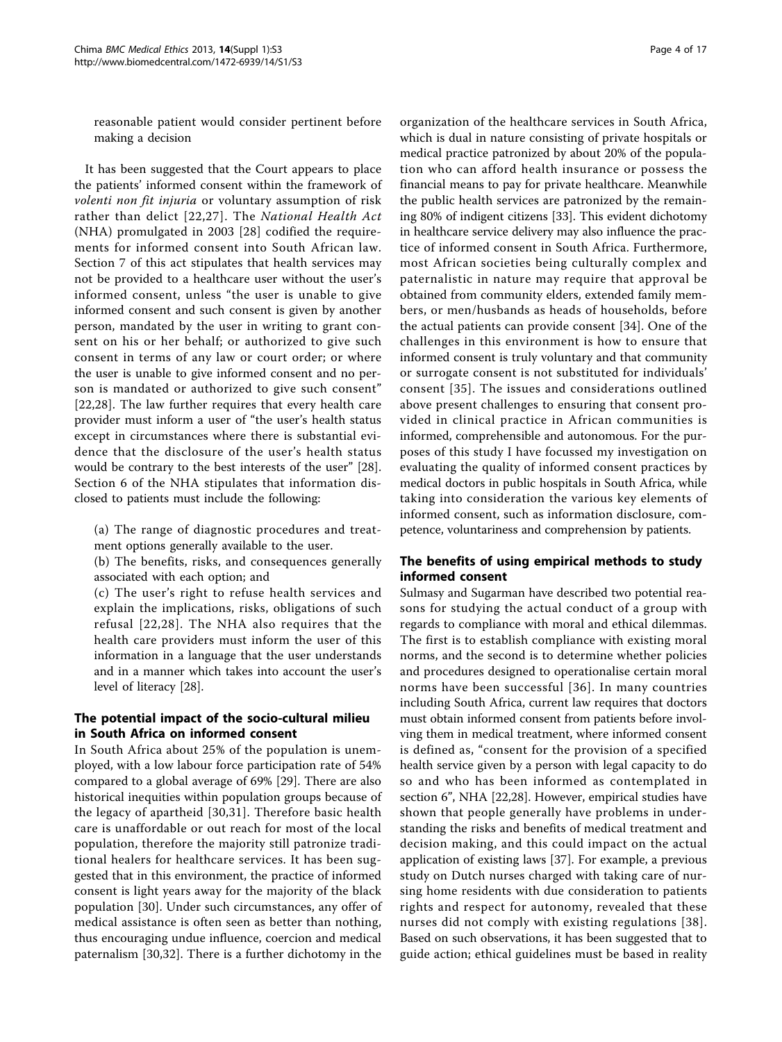reasonable patient would consider pertinent before making a decision

It has been suggested that the Court appears to place the patients' informed consent within the framework of *volenti non fit injuria* or voluntary assumption of risk rather than delict [22,27]. The *National Health Act* (NHA) promulgated in 2003 [28] codified the requirements for informed consent into South African law. Section 7 of this act stipulates that health services may not be provided to a healthcare user without the user's informed consent, unless "the user is unable to give informed consent and such consent is given by another person, mandated by the user in writing to grant consent on his or her behalf; or authorized to give such consent in terms of any law or court order; or where the user is unable to give informed consent and no person is mandated or authorized to give such consent" [22,28]. The law further requires that every health care provider must inform a user of "the user's health status except in circumstances where there is substantial evidence that the disclosure of the user's health status would be contrary to the best interests of the user" [28]. Section 6 of the NHA stipulates that information disclosed to patients must include the following:

(a) The range of diagnostic procedures and treatment options generally available to the user.

(b) The benefits, risks, and consequences generally associated with each option; and

(c) The user's right to refuse health services and explain the implications, risks, obligations of such refusal [22,28]. The NHA also requires that the health care providers must inform the user of this information in a language that the user understands and in a manner which takes into account the user's level of literacy [28].

## The potential impact of the socio-cultural milieu in South Africa on informed consent

In South Africa about 25% of the population is unemployed, with a low labour force participation rate of 54% compared to a global average of 69% [29]. There are also historical inequities within population groups because of the legacy of apartheid [30,31]. Therefore basic health care is unaffordable or out reach for most of the local population, therefore the majority still patronize traditional healers for healthcare services. It has been suggested that in this environment, the practice of informed consent is light years away for the majority of the black population [30]. Under such circumstances, any offer of medical assistance is often seen as better than nothing, thus encouraging undue influence, coercion and medical paternalism [30,32]. There is a further dichotomy in the organization of the healthcare services in South Africa, which is dual in nature consisting of private hospitals or medical practice patronized by about 20% of the population who can afford health insurance or possess the financial means to pay for private healthcare. Meanwhile the public health services are patronized by the remaining 80% of indigent citizens [33]. This evident dichotomy in healthcare service delivery may also influence the practice of informed consent in South Africa. Furthermore, most African societies being culturally complex and paternalistic in nature may require that approval be obtained from community elders, extended family members, or men/husbands as heads of households, before the actual patients can provide consent [34]. One of the challenges in this environment is how to ensure that informed consent is truly voluntary and that community or surrogate consent is not substituted for individuals' consent [35]. The issues and considerations outlined above present challenges to ensuring that consent provided in clinical practice in African communities is informed, comprehensible and autonomous. For the purposes of this study I have focussed my investigation on evaluating the quality of informed consent practices by medical doctors in public hospitals in South Africa, while taking into consideration the various key elements of informed consent, such as information disclosure, competence, voluntariness and comprehension by patients.

## The benefits of using empirical methods to study informed consent

Sulmasy and Sugarman have described two potential reasons for studying the actual conduct of a group with regards to compliance with moral and ethical dilemmas. The first is to establish compliance with existing moral norms, and the second is to determine whether policies and procedures designed to operationalise certain moral norms have been successful [36]. In many countries including South Africa, current law requires that doctors must obtain informed consent from patients before involving them in medical treatment, where informed consent is defined as, "consent for the provision of a specified health service given by a person with legal capacity to do so and who has been informed as contemplated in section 6", NHA [22,28]. However, empirical studies have shown that people generally have problems in understanding the risks and benefits of medical treatment and decision making, and this could impact on the actual application of existing laws [37]. For example, a previous study on Dutch nurses charged with taking care of nursing home residents with due consideration to patients rights and respect for autonomy, revealed that these nurses did not comply with existing regulations [38]. Based on such observations, it has been suggested that to guide action; ethical guidelines must be based in reality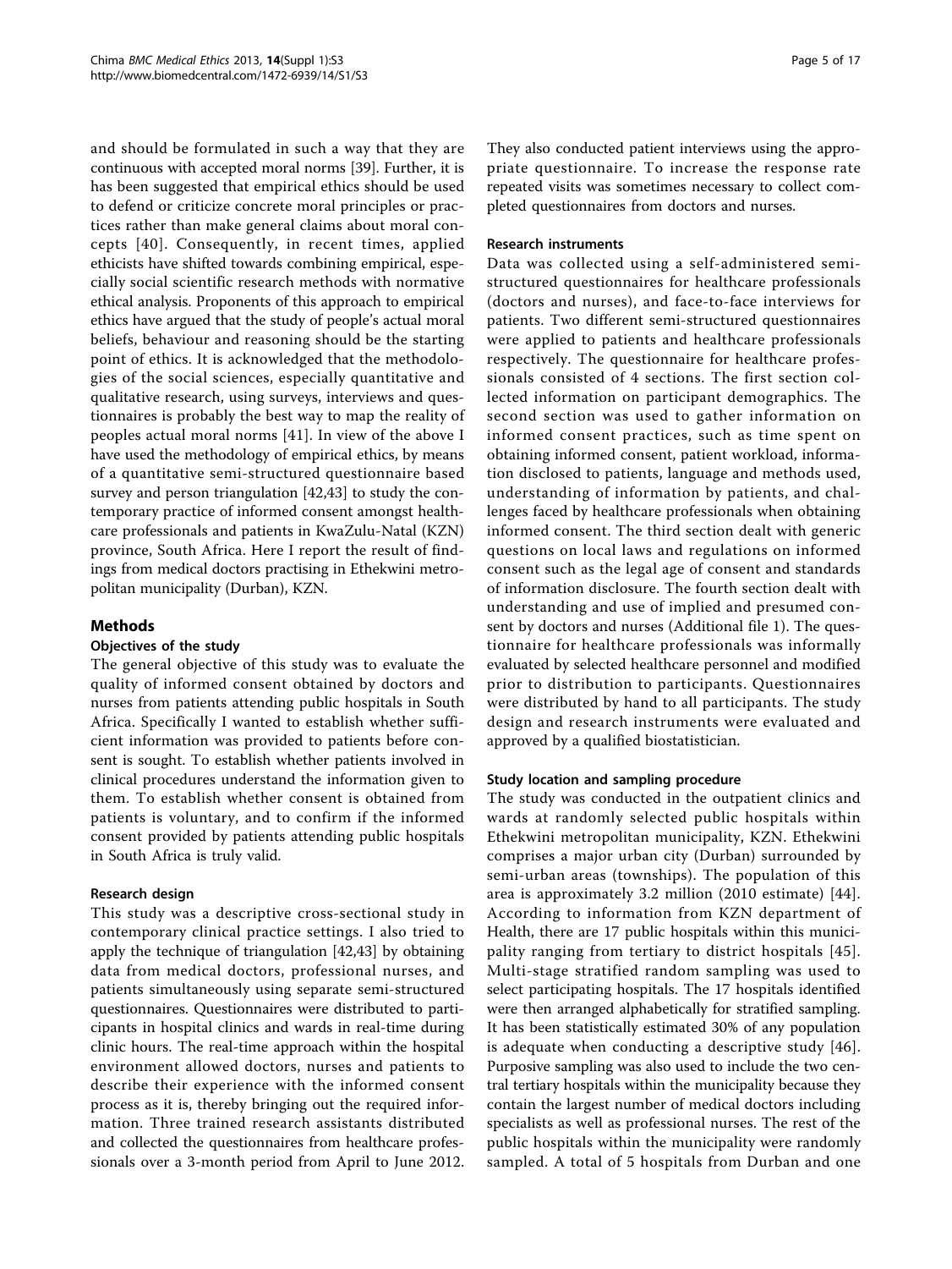and should be formulated in such a way that they are continuous with accepted moral norms [39]. Further, it is has been suggested that empirical ethics should be used to defend or criticize concrete moral principles or practices rather than make general claims about moral concepts [40]. Consequently, in recent times, applied ethicists have shifted towards combining empirical, especially social scientific research methods with normative ethical analysis. Proponents of this approach to empirical ethics have argued that the study of people's actual moral beliefs, behaviour and reasoning should be the starting point of ethics. It is acknowledged that the methodologies of the social sciences, especially quantitative and qualitative research, using surveys, interviews and questionnaires is probably the best way to map the reality of peoples actual moral norms [41]. In view of the above I have used the methodology of empirical ethics, by means of a quantitative semi-structured questionnaire based survey and person triangulation [42,43] to study the contemporary practice of informed consent amongst healthcare professionals and patients in KwaZulu-Natal (KZN) province, South Africa. Here I report the result of findings from medical doctors practising in Ethekwini metropolitan municipality (Durban), KZN.

## Methods

### Objectives of the study

The general objective of this study was to evaluate the quality of informed consent obtained by doctors and nurses from patients attending public hospitals in South Africa. Specifically I wanted to establish whether sufficient information was provided to patients before consent is sought. To establish whether patients involved in clinical procedures understand the information given to them. To establish whether consent is obtained from patients is voluntary, and to confirm if the informed consent provided by patients attending public hospitals in South Africa is truly valid.

### Research design

This study was a descriptive cross-sectional study in contemporary clinical practice settings. I also tried to apply the technique of triangulation [42,43] by obtaining data from medical doctors, professional nurses, and patients simultaneously using separate semi-structured questionnaires. Questionnaires were distributed to participants in hospital clinics and wards in real-time during clinic hours. The real-time approach within the hospital environment allowed doctors, nurses and patients to describe their experience with the informed consent process as it is, thereby bringing out the required information. Three trained research assistants distributed and collected the questionnaires from healthcare professionals over a 3-month period from April to June 2012. They also conducted patient interviews using the appropriate questionnaire. To increase the response rate repeated visits was sometimes necessary to collect completed questionnaires from doctors and nurses.

### Research instruments

Data was collected using a self-administered semi-structured questionnaires for healthcare professionals (doctors and nurses), and face-to-face interviews for patients. Two different semi-structured questionnaires were applied to patients and healthcare professionals respectively. The questionnaire for healthcare professionals consisted of 4 sections. The first section collected information on participant demographics. The second section was used to gather information on informed consent practices, such as time spent on obtaining informed consent, patient workload, information disclosed to patients, language and methods used, understanding of information by patients, and challenges faced by healthcare professionals when obtaining informed consent. The third section dealt with generic questions on local laws and regulations on informed consent such as the legal age of consent and standards of information disclosure. The fourth section dealt with understanding and use of implied and presumed consent by doctors and nurses (Additional file 1). The questionnaire for healthcare professionals was informally evaluated by selected healthcare personnel and modified prior to distribution to participants. Questionnaires were distributed by hand to all participants. The study design and research instruments were evaluated and approved by a qualified biostatistician.

### Study location and sampling procedure

The study was conducted in the outpatient clinics and wards at randomly selected public hospitals within Ethekwini metropolitan municipality, KZN. Ethekwini comprises a major urban city (Durban) surrounded by semi-urban areas (townships). The population of this area is approximately 3.2 million (2010 estimate) [44]. According to information from KZN department of Health, there are 17 public hospitals within this municipality ranging from tertiary to district hospitals [45]. Multi-stage stratified random sampling was used to select participating hospitals. The 17 hospitals identified were then arranged alphabetically for stratified sampling. It has been statistically estimated 30% of any population is adequate when conducting a descriptive study [46]. Purposive sampling was also used to include the two central tertiary hospitals within the municipality because they contain the largest number of medical doctors including specialists as well as professional nurses. The rest of the public hospitals within the municipality were randomly sampled. A total of 5 hospitals from Durban and one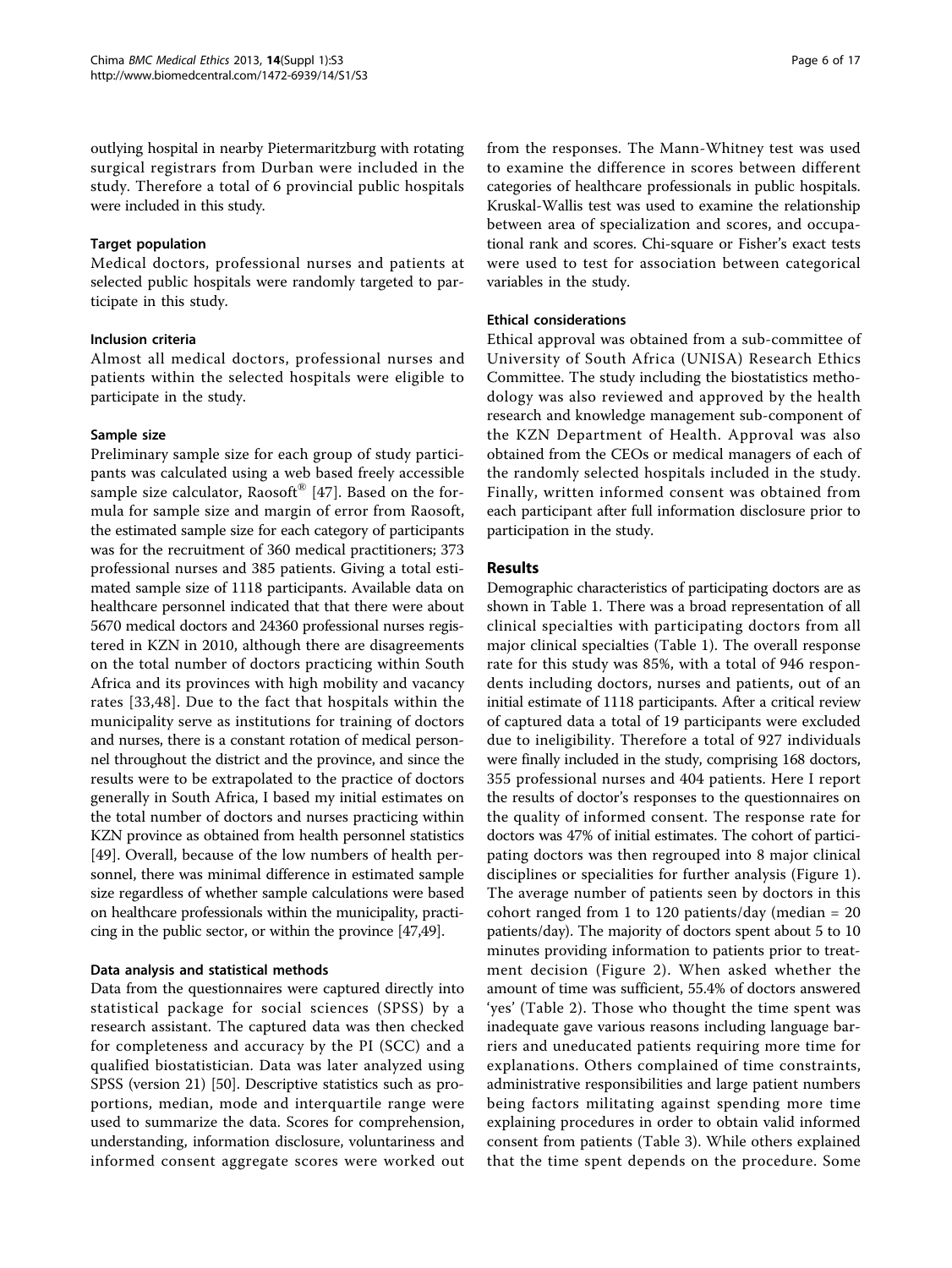outlying hospital in nearby Pietermaritzburg with rotating surgical registrars from Durban were included in the study. Therefore a total of 6 provincial public hospitals were included in this study.

### Target population

Medical doctors, professional nurses and patients at selected public hospitals were randomly targeted to participate in this study.

### Inclusion criteria

Almost all medical doctors, professional nurses and patients within the selected hospitals were eligible to participate in the study.

### Sample size

Preliminary sample size for each group of study participants was calculated using a web based freely accessible sample size calculator, Raosoft® [47]. Based on the formula for sample size and margin of error from Raosoft, the estimated sample size for each category of participants was for the recruitment of 360 medical practitioners; 373 professional nurses and 385 patients. Giving a total estimated sample size of 1118 participants. Available data on healthcare personnel indicated that that there were about 5670 medical doctors and 24360 professional nurses registered in KZN in 2010, although there are disagreements on the total number of doctors practicing within South Africa and its provinces with high mobility and vacancy rates [33,48]. Due to the fact that hospitals within the municipality serve as institutions for training of doctors and nurses, there is a constant rotation of medical personnel throughout the district and the province, and since the results were to be extrapolated to the practice of doctors generally in South Africa, I based my initial estimates on the total number of doctors and nurses practicing within KZN province as obtained from health personnel statistics [49]. Overall, because of the low numbers of health personnel, there was minimal difference in estimated sample size regardless of whether sample calculations were based on healthcare professionals within the municipality, practicing in the public sector, or within the province [47,49].

### Data analysis and statistical methods

Data from the questionnaires were captured directly into statistical package for social sciences (SPSS) by a research assistant. The captured data was then checked for completeness and accuracy by the PI (SCC) and a qualified biostatistician. Data was later analyzed using SPSS (version 21) [50]. Descriptive statistics such as proportions, median, mode and interquartile range were used to summarize the data. Scores for comprehension, understanding, information disclosure, voluntariness and informed consent aggregate scores were worked out from the responses. The Mann-Whitney test was used to examine the difference in scores between different categories of healthcare professionals in public hospitals. Kruskal-Wallis test was used to examine the relationship between area of specialization and scores, and occupational rank and scores. Chi-square or Fisher's exact tests were used to test for association between categorical variables in the study.

### Ethical considerations

Ethical approval was obtained from a sub-committee of University of South Africa (UNISA) Research Ethics Committee. The study including the biostatistics methodology was also reviewed and approved by the health research and knowledge management sub-component of the KZN Department of Health. Approval was also obtained from the CEOs or medical managers of each of the randomly selected hospitals included in the study. Finally, written informed consent was obtained from each participant after full information disclosure prior to participation in the study.

## Results

Demographic characteristics of participating doctors are as shown in Table 1. There was a broad representation of all clinical specialties with participating doctors from all major clinical specialties (Table 1). The overall response rate for this study was 85%, with a total of 946 respondents including doctors, nurses and patients, out of an initial estimate of 1118 participants. After a critical review of captured data a total of 19 participants were excluded due to ineligibility. Therefore a total of 927 individuals were finally included in the study, comprising 168 doctors, 355 professional nurses and 404 patients. Here I report the results of doctor's responses to the questionnaires on the quality of informed consent. The response rate for doctors was 47% of initial estimates. The cohort of participating doctors was then regrouped into 8 major clinical disciplines or specialities for further analysis (Figure 1). The average number of patients seen by doctors in this cohort ranged from 1 to 120 patients/day (median = 20 patients/day). The majority of doctors spent about 5 to 10 minutes providing information to patients prior to treatment decision (Figure 2). When asked whether the amount of time was sufficient, 55.4% of doctors answered 'yes' (Table 2). Those who thought the time spent was inadequate gave various reasons including language barriers and uneducated patients requiring more time for explanations. Others complained of time constraints, administrative responsibilities and large patient numbers being factors militating against spending more time explaining procedures in order to obtain valid informed consent from patients (Table 3). While others explained that the time spent depends on the procedure. Some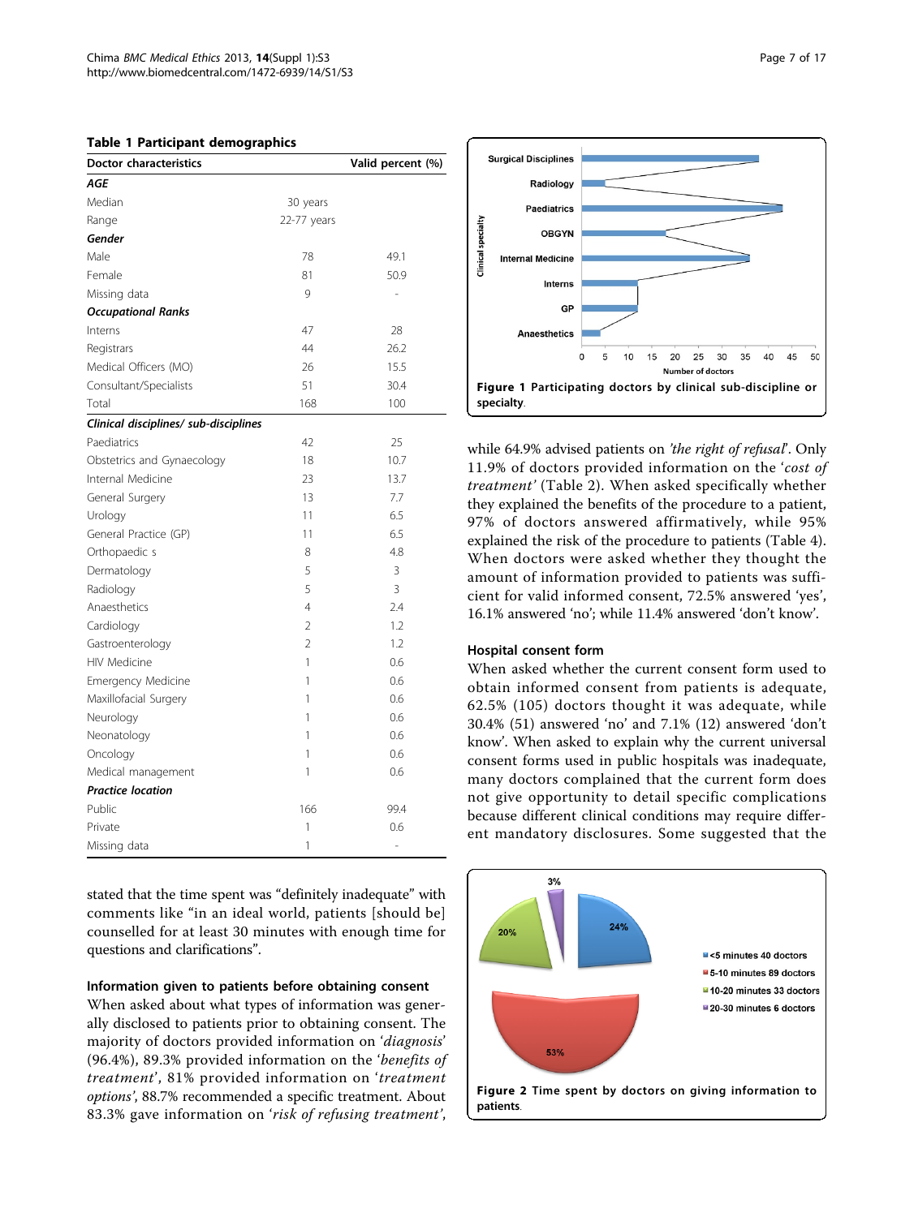**Table 1 Participant demographics**

| Doctor characteristics | | Valid percent (%) |
|---|---|---|
| ***AGE*** | | |
| Median | 30 years | |
| Range | 22-77 years | |
| ***Gender*** | | |
| Male | 78 | 49.1 |
| Female | 81 | 50.9 |
| Missing data | 9 | - |
| ***Occupational Ranks*** | | |
| Interns | 47 | 28 |
| Registrars | 44 | 26.2 |
| Medical Officers (MO) | 26 | 15.5 |
| Consultant/Specialists | 51 | 30.4 |
| Total | 168 | 100 |
| ***Clinical disciplines/ sub-disciplines*** | | |
| Paediatrics | 42 | 25 |
| Obstetrics and Gynaecology | 18 | 10.7 |
| Internal Medicine | 23 | 13.7 |
| General Surgery | 13 | 7.7 |
| Urology | 11 | 6.5 |
| General Practice (GP) | 11 | 6.5 |
| Orthopaedic s | 8 | 4.8 |
| Dermatology | 5 | 3 |
| Radiology | 5 | 3 |
| Anaesthetics | 4 | 2.4 |
| Cardiology | 2 | 1.2 |
| Gastroenterology | 2 | 1.2 |
| HIV Medicine | 1 | 0.6 |
| Emergency Medicine | 1 | 0.6 |
| Maxillofacial Surgery | 1 | 0.6 |
| Neurology | 1 | 0.6 |
| Neonatology | 1 | 0.6 |
| Oncology | 1 | 0.6 |
| Medical management | 1 | 0.6 |
| ***Practice location*** | | |
| Public | 166 | 99.4 |
| Private | 1 | 0.6 |
| Missing data | 1 | - |

stated that the time spent was "definitely inadequate" with comments like "in an ideal world, patients [should be] counselled for at least 30 minutes with enough time for questions and clarifications".

### Information given to patients before obtaining consent

When asked about what types of information was generally disclosed to patients prior to obtaining consent. The majority of doctors provided information on '*diagnosis*' (96.4%), 89.3% provided information on the '*benefits of treatment*', 81% provided information on '*treatment options*', 88.7% recommended a specific treatment. About 83.3% gave information on '*risk of refusing treatment*', while 64.9% advised patients on *'the right of refusal'*. Only 11.9% of doctors provided information on the '*cost of treatment*' (Table 2). When asked specifically whether they explained the benefits of the procedure to a patient, 97% of doctors answered affirmatively, while 95% explained the risk of the procedure to patients (Table 4). When doctors were asked whether they thought the amount of information provided to patients was sufficient for valid informed consent, 72.5% answered 'yes', 16.1% answered 'no'; while 11.4% answered 'don't know'.

**Figure 1** Participating doctors by clinical sub-discipline or specialty.

### Hospital consent form

When asked whether the current consent form used to obtain informed consent from patients is adequate, 62.5% (105) doctors thought it was adequate, while 30.4% (51) answered 'no' and 7.1% (12) answered 'don't know'. When asked to explain why the current universal consent forms used in public hospitals was inadequate, many doctors complained that the current form does not give opportunity to detail specific complications because different clinical conditions may require different mandatory disclosures. Some suggested that the

**Figure 2** Time spent by doctors on giving information to patients.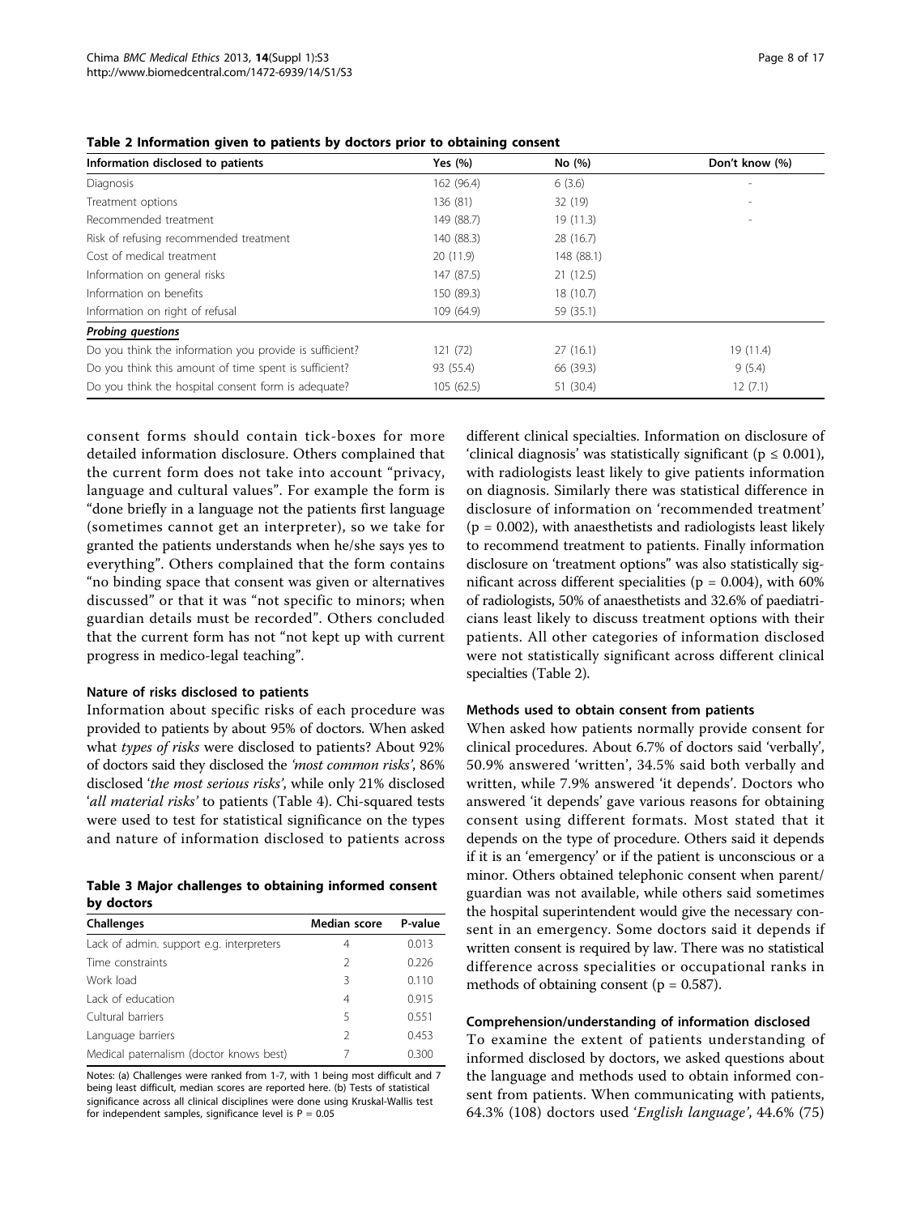**Table 2 Information given to patients by doctors prior to obtaining consent**

| Information disclosed to patients | Yes (%) | No (%) | Don't know (%) |
| --- | --- | --- | --- |
| Diagnosis | 162 (96.4) | 6 (3.6) | - |
| Treatment options | 136 (81) | 32 (19) | - |
| Recommended treatment | 149 (88.7) | 19 (11.3) | - |
| Risk of refusing recommended treatment | 140 (88.3) | 28 (16.7) | |
| Cost of medical treatment | 20 (11.9) | 148 (88.1) | |
| Information on general risks | 147 (87.5) | 21 (12.5) | |
| Information on benefits | 150 (89.3) | 18 (10.7) | |
| Information on right of refusal | 109 (64.9) | 59 (35.1) | |
| ***Probing questions*** | | | |
| Do you think the information you provide is sufficient? | 121 (72) | 27 (16.1) | 19 (11.4) |
| Do you think this amount of time spent is sufficient? | 93 (55.4) | 66 (39.3) | 9 (5.4) |
| Do you think the hospital consent form is adequate? | 105 (62.5) | 51 (30.4) | 12 (7.1) |

consent forms should contain tick-boxes for more detailed information disclosure. Others complained that the current form does not take into account "privacy, language and cultural values". For example the form is "done briefly in a language not the patients first language (sometimes cannot get an interpreter), so we take for granted the patients understands when he/she says yes to everything". Others complained that the form contains "no binding space that consent was given or alternatives discussed" or that it was "not specific to minors; when guardian details must be recorded". Others concluded that the current form has not "not kept up with current progress in medico-legal teaching".

#### Nature of risks disclosed to patients

Information about specific risks of each procedure was provided to patients by about 95% of doctors. When asked what *types of risks* were disclosed to patients? About 92% of doctors said they disclosed the *'most common risks'*, 86% disclosed '*the most serious risks'*, while only 21% disclosed '*all material risks'* to patients (Table 4). Chi-squared tests were used to test for statistical significance on the types and nature of information disclosed to patients across different clinical specialties. Information on disclosure of 'clinical diagnosis' was statistically significant ($p \leq 0.001$), with radiologists least likely to give patients information on diagnosis. Similarly there was statistical difference in disclosure of information on 'recommended treatment' ($p = 0.002$), with anaesthetists and radiologists least likely to recommend treatment to patients. Finally information disclosure on 'treatment options" was also statistically significant across different specialities ($p = 0.004$), with 60% of radiologists, 50% of anaesthetists and 32.6% of paediatricians least likely to discuss treatment options with their patients. All other categories of information disclosed were not statistically significant across different clinical specialties (Table 2).

**Table 3 Major challenges to obtaining informed consent by doctors**

| Challenges | Median score | P-value |
| --- | --- | --- |
| Lack of admin. support e.g. interpreters | 4 | 0.013 |
| Time constraints | 2 | 0.226 |
| Work load | 3 | 0.110 |
| Lack of education | 4 | 0.915 |
| Cultural barriers | 5 | 0.551 |
| Language barriers | 2 | 0.453 |
| Medical paternalism (doctor knows best) | 7 | 0.300 |

Notes: (a) Challenges were ranked from 1-7, with 1 being most difficult and 7 being least difficult, median scores are reported here. (b) Tests of statistical significance across all clinical disciplines were done using Kruskal-Wallis test for independent samples, significance level is $P = 0.05$

#### Methods used to obtain consent from patients

When asked how patients normally provide consent for clinical procedures. About 6.7% of doctors said 'verbally', 50.9% answered 'written', 34.5% said both verbally and written, while 7.9% answered 'it depends'. Doctors who answered 'it depends' gave various reasons for obtaining consent using different formats. Most stated that it depends on the type of procedure. Others said it depends if it is an 'emergency' or if the patient is unconscious or a minor. Others obtained telephonic consent when parent/guardian was not available, while others said sometimes the hospital superintendent would give the necessary consent in an emergency. Some doctors said it depends if written consent is required by law. There was no statistical difference across specialities or occupational ranks in methods of obtaining consent ($p = 0.587$).

#### Comprehension/understanding of information disclosed

To examine the extent of patients understanding of informed disclosed by doctors, we asked questions about the language and methods used to obtain informed consent from patients. When communicating with patients, 64.3% (108) doctors used '*English language'*, 44.6% (75)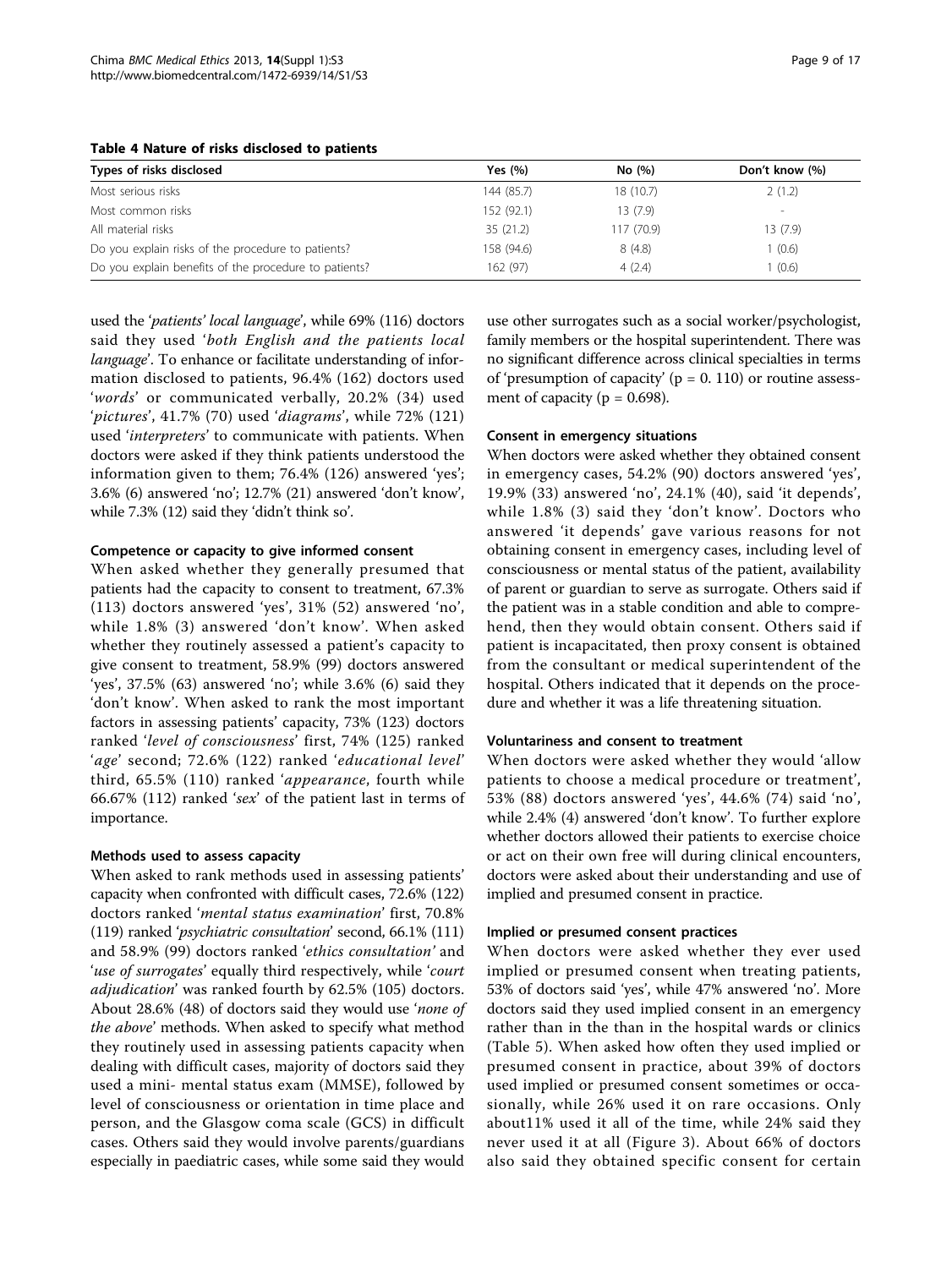**Table 4 Nature of risks disclosed to patients**

| Types of risks disclosed | Yes (%) | No (%) | Don't know (%) |
|---|---|---|---|
| Most serious risks | 144 (85.7) | 18 (10.7) | 2 (1.2) |
| Most common risks | 152 (92.1) | 13 (7.9) | - |
| All material risks | 35 (21.2) | 117 (70.9) | 13 (7.9) |
| Do you explain risks of the procedure to patients? | 158 (94.6) | 8 (4.8) | 1 (0.6) |
| Do you explain benefits of the procedure to patients? | 162 (97) | 4 (2.4) | 1 (0.6) |

used the '*patients' local language*', while 69% (116) doctors said they used '*both English and the patients local language*'. To enhance or facilitate understanding of information disclosed to patients, 96.4% (162) doctors used '*words*' or communicated verbally, 20.2% (34) used '*pictures*', 41.7% (70) used '*diagrams*', while 72% (121) used '*interpreters*' to communicate with patients. When doctors were asked if they think patients understood the information given to them; 76.4% (126) answered 'yes'; 3.6% (6) answered 'no'; 12.7% (21) answered 'don't know', while 7.3% (12) said they 'didn't think so'.

### Competence or capacity to give informed consent

When asked whether they generally presumed that patients had the capacity to consent to treatment, 67.3% (113) doctors answered 'yes', 31% (52) answered 'no', while 1.8% (3) answered 'don't know'. When asked whether they routinely assessed a patient's capacity to give consent to treatment, 58.9% (99) doctors answered 'yes', 37.5% (63) answered 'no'; while 3.6% (6) said they 'don't know'. When asked to rank the most important factors in assessing patients' capacity, 73% (123) doctors ranked '*level of consciousness*' first, 74% (125) ranked '*age*' second; 72.6% (122) ranked '*educational level*' third, 65.5% (110) ranked '*appearance*, fourth while 66.67% (112) ranked '*sex*' of the patient last in terms of importance.

### Methods used to assess capacity

When asked to rank methods used in assessing patients' capacity when confronted with difficult cases, 72.6% (122) doctors ranked '*mental status examination*' first, 70.8% (119) ranked '*psychiatric consultation*' second, 66.1% (111) and 58.9% (99) doctors ranked '*ethics consultation'* and '*use of surrogates*' equally third respectively, while '*court adjudication*' was ranked fourth by 62.5% (105) doctors. About 28.6% (48) of doctors said they would use '*none of the above*' methods. When asked to specify what method they routinely used in assessing patients capacity when dealing with difficult cases, majority of doctors said they used a mini- mental status exam (MMSE), followed by level of consciousness or orientation in time place and person, and the Glasgow coma scale (GCS) in difficult cases. Others said they would involve parents/guardians especially in paediatric cases, while some said they would use other surrogates such as a social worker/psychologist, family members or the hospital superintendent. There was no significant difference across clinical specialties in terms of 'presumption of capacity' ($p = 0.110$) or routine assessment of capacity ($p = 0.698$).

### Consent in emergency situations

When doctors were asked whether they obtained consent in emergency cases, 54.2% (90) doctors answered 'yes', 19.9% (33) answered 'no', 24.1% (40), said 'it depends', while 1.8% (3) said they 'don't know'. Doctors who answered 'it depends' gave various reasons for not obtaining consent in emergency cases, including level of consciousness or mental status of the patient, availability of parent or guardian to serve as surrogate. Others said if the patient was in a stable condition and able to comprehend, then they would obtain consent. Others said if patient is incapacitated, then proxy consent is obtained from the consultant or medical superintendent of the hospital. Others indicated that it depends on the procedure and whether it was a life threatening situation.

### Voluntariness and consent to treatment

When doctors were asked whether they would 'allow patients to choose a medical procedure or treatment', 53% (88) doctors answered 'yes', 44.6% (74) said 'no', while 2.4% (4) answered 'don't know'. To further explore whether doctors allowed their patients to exercise choice or act on their own free will during clinical encounters, doctors were asked about their understanding and use of implied and presumed consent in practice.

### Implied or presumed consent practices

When doctors were asked whether they ever used implied or presumed consent when treating patients, 53% of doctors said 'yes', while 47% answered 'no'. More doctors said they used implied consent in an emergency rather than in the than in the hospital wards or clinics (Table 5). When asked how often they used implied or presumed consent in practice, about 39% of doctors used implied or presumed consent sometimes or occasionally, while 26% used it on rare occasions. Only about11% used it all of the time, while 24% said they never used it at all (Figure 3). About 66% of doctors also said they obtained specific consent for certain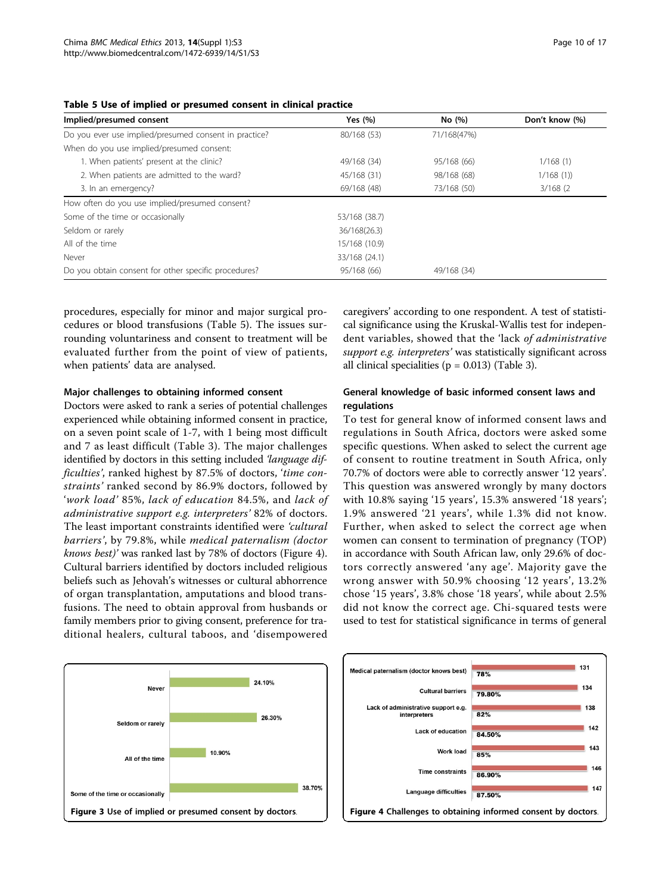**Table 5 Use of implied or presumed consent in clinical practice**

| Implied/presumed consent | Yes (%) | No (%) | Don't know (%) |
|---|---|---|---|
| Do you ever use implied/presumed consent in practice? | 80/168 (53) | 71/168(47%) | |
| When do you use implied/presumed consent: | | | |
| 1. When patients' present at the clinic? | 49/168 (34) | 95/168 (66) | 1/168 (1) |
| 2. When patients are admitted to the ward? | 45/168 (31) | 98/168 (68) | 1/168 (1)) |
| 3. In an emergency? | 69/168 (48) | 73/168 (50) | 3/168 (2 |
| How often do you use implied/presumed consent? | | | |
| Some of the time or occasionally | 53/168 (38.7) | | |
| Seldom or rarely | 36/168(26.3) | | |
| All of the time | 15/168 (10.9) | | |
| Never | 33/168 (24.1) | | |
| Do you obtain consent for other specific procedures? | 95/168 (66) | 49/168 (34) | |

procedures, especially for minor and major surgical procedures or blood transfusions (Table 5). The issues surrounding voluntariness and consent to treatment will be evaluated further from the point of view of patients, when patients' data are analysed.

### Major challenges to obtaining informed consent

Doctors were asked to rank a series of potential challenges experienced while obtaining informed consent in practice, on a seven point scale of 1-7, with 1 being most difficult and 7 as least difficult (Table 3). The major challenges identified by doctors in this setting included *'language difficulties'*, ranked highest by 87.5% of doctors, '*time constraints'* ranked second by 86.9% doctors, followed by '*work load'* 85%, *lack of education* 84.5%, and *lack of administrative support e.g. interpreters'* 82% of doctors. The least important constraints identified were *'cultural barriers'*, by 79.8%, while *medical paternalism (doctor knows best)'* was ranked last by 78% of doctors (Figure 4). Cultural barriers identified by doctors included religious beliefs such as Jehovah's witnesses or cultural abhorrence of organ transplantation, amputations and blood transfusions. The need to obtain approval from husbands or family members prior to giving consent, preference for traditional healers, cultural taboos, and 'disempowered caregivers' according to one respondent. A test of statistical significance using the Kruskal-Wallis test for independent variables, showed that the 'lack *of administrative support e.g. interpreters'* was statistically significant across all clinical specialities ($p = 0.013$) (Table 3).

### General knowledge of basic informed consent laws and regulations

To test for general know of informed consent laws and regulations in South Africa, doctors were asked some specific questions. When asked to select the current age of consent to routine treatment in South Africa, only 70.7% of doctors were able to correctly answer '12 years'. This question was answered wrongly by many doctors with 10.8% saying '15 years', 15.3% answered '18 years'; 1.9% answered '21 years', while 1.3% did not know. Further, when asked to select the correct age when women can consent to termination of pregnancy (TOP) in accordance with South African law, only 29.6% of doctors correctly answered 'any age'. Majority gave the wrong answer with 50.9% choosing '12 years', 13.2% chose '15 years', 3.8% chose '18 years', while about 2.5% did not know the correct age. Chi-squared tests were used to test for statistical significance in terms of general

| Use of implied or presumed consent | % |
|---|---|
| Never | 24.10% |
| Seldom or rarely | 26.30% |
| All of the time | 10.90% |
| Some of the time or occasionally | 38.70% |

**Figure 3** Use of implied or presumed consent by doctors.

| Challenge | n | % |
|---|---|---|
| Medical paternalism (doctor knows best) | 131 | 78% |
| Cultural barriers | 134 | 79.80% |
| Lack of administrative support e.g. interpreters | 138 | 82% |
| Lack of education | 142 | 84.50% |
| Work load | 143 | 85% |
| Time constraints | 146 | 86.90% |
| Language difficulties | 147 | 87.50% |

**Figure 4** Challenges to obtaining informed consent by doctors.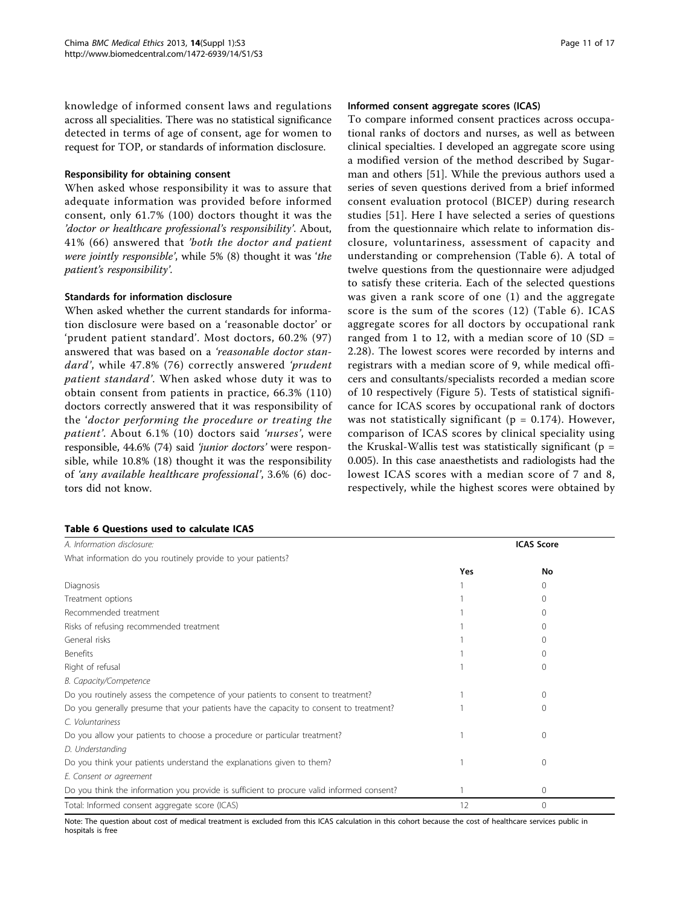knowledge of informed consent laws and regulations across all specialities. There was no statistical significance detected in terms of age of consent, age for women to request for TOP, or standards of information disclosure.

### Responsibility for obtaining consent

When asked whose responsibility it was to assure that adequate information was provided before informed consent, only 61.7% (100) doctors thought it was the *'doctor or healthcare professional's responsibility'*. About, 41% (66) answered that *'both the doctor and patient were jointly responsible'*, while 5% (8) thought it was *'the patient's responsibility'*.

### Standards for information disclosure

When asked whether the current standards for information disclosure were based on a 'reasonable doctor' or 'prudent patient standard'. Most doctors, 60.2% (97) answered that was based on a *'reasonable doctor standard'*, while 47.8% (76) correctly answered *'prudent patient standard'*. When asked whose duty it was to obtain consent from patients in practice, 66.3% (110) doctors correctly answered that it was responsibility of the *'doctor performing the procedure or treating the patient'*. About 6.1% (10) doctors said *'nurses'*, were responsible, 44.6% (74) said *'junior doctors'* were responsible, while 10.8% (18) thought it was the responsibility of *'any available healthcare professional'*, 3.6% (6) doctors did not know.

### Informed consent aggregate scores (ICAS)

To compare informed consent practices across occupational ranks of doctors and nurses, as well as between clinical specialties. I developed an aggregate score using a modified version of the method described by Sugarman and others [51]. While the previous authors used a series of seven questions derived from a brief informed consent evaluation protocol (BICEP) during research studies [51]. Here I have selected a series of questions from the questionnaire which relate to information disclosure, voluntariness, assessment of capacity and understanding or comprehension (Table 6). A total of twelve questions from the questionnaire were adjudged to satisfy these criteria. Each of the selected questions was given a rank score of one (1) and the aggregate score is the sum of the scores (12) (Table 6). ICAS aggregate scores for all doctors by occupational rank ranged from 1 to 12, with a median score of 10 (SD = 2.28). The lowest scores were recorded by interns and registrars with a median score of 9, while medical officers and consultants/specialists recorded a median score of 10 respectively (Figure 5). Tests of statistical significance for ICAS scores by occupational rank of doctors was not statistically significant ($p = 0.174$). However, comparison of ICAS scores by clinical speciality using the Kruskal-Wallis test was statistically significant ($p = 0.005$). In this case anaesthetists and radiologists had the lowest ICAS scores with a median score of 7 and 8, respectively, while the highest scores were obtained by

**Table 6 Questions used to calculate ICAS**

| *A. Information disclosure:* | ICAS Score | |
|---|---|---|
| What information do you routinely provide to your patients? | | |
| | **Yes** | **No** |
| Diagnosis | 1 | 0 |
| Treatment options | 1 | 0 |
| Recommended treatment | 1 | 0 |
| Risks of refusing recommended treatment | 1 | 0 |
| General risks | 1 | 0 |
| Benefits | 1 | 0 |
| Right of refusal | 1 | 0 |
| *B. Capacity/Competence* | | |
| Do you routinely assess the competence of your patients to consent to treatment? | 1 | 0 |
| Do you generally presume that your patients have the capacity to consent to treatment? | 1 | 0 |
| *C. Voluntariness* | | |
| Do you allow your patients to choose a procedure or particular treatment? | 1 | 0 |
| *D. Understanding* | | |
| Do you think your patients understand the explanations given to them? | 1 | 0 |
| *E. Consent or agreement* | | |
| Do you think the information you provide is sufficient to procure valid informed consent? | 1 | 0 |
| Total: Informed consent aggregate score (ICAS) | 12 | 0 |

Note: The question about cost of medical treatment is excluded from this ICAS calculation in this cohort because the cost of healthcare services public in hospitals is free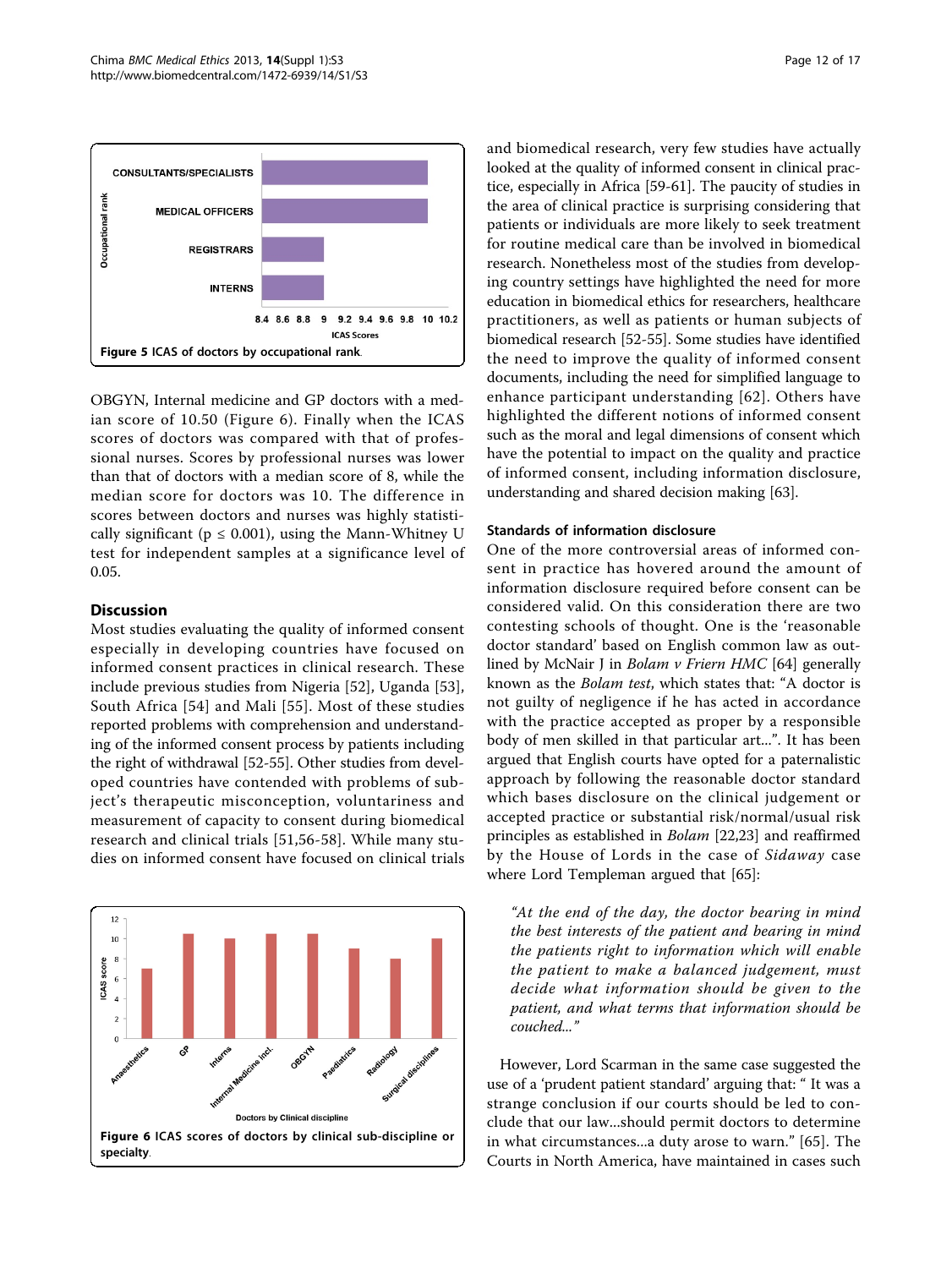CONSULTANTS/SPECIALISTS

MEDICAL OFFICERS

REGISTRARS

INTERNS

Occupational rank

8.4 8.6 8.8 9 9.2 9.4 9.6 9.8 10 10.2

ICAS Scores

**Figure 5** ICAS of doctors by occupational rank.

OBGYN, Internal medicine and GP doctors with a median score of 10.50 (Figure 6). Finally when the ICAS scores of doctors was compared with that of professional nurses. Scores by professional nurses was lower than that of doctors with a median score of 8, while the median score for doctors was 10. The difference in scores between doctors and nurses was highly statistically significant ($p \leq 0.001$), using the Mann-Whitney U test for independent samples at a significance level of 0.05.

## Discussion

Most studies evaluating the quality of informed consent especially in developing countries have focused on informed consent practices in clinical research. These include previous studies from Nigeria [52], Uganda [53], South Africa [54] and Mali [55]. Most of these studies reported problems with comprehension and understanding of the informed consent process by patients including the right of withdrawal [52-55]. Other studies from developed countries have contended with problems of subject's therapeutic misconception, voluntariness and measurement of capacity to consent during biomedical research and clinical trials [51,56-58]. While many studies on informed consent have focused on clinical trials

12
10
8
6
4
2
0

ICAS score

Anaesthetics
GP
Interns
Internal Medicine incl.
OBGYN
Paediatrics
Radiology
Surgical disciplines

Doctors by Clinical discipline

**Figure 6** ICAS scores of doctors by clinical sub-discipline or specialty.

and biomedical research, very few studies have actually looked at the quality of informed consent in clinical practice, especially in Africa [59-61]. The paucity of studies in the area of clinical practice is surprising considering that patients or individuals are more likely to seek treatment for routine medical care than be involved in biomedical research. Nonetheless most of the studies from developing country settings have highlighted the need for more education in biomedical ethics for researchers, healthcare practitioners, as well as patients or human subjects of biomedical research [52-55]. Some studies have identified the need to improve the quality of informed consent documents, including the need for simplified language to enhance participant understanding [62]. Others have highlighted the different notions of informed consent such as the moral and legal dimensions of consent which have the potential to impact on the quality and practice of informed consent, including information disclosure, understanding and shared decision making [63].

### Standards of information disclosure

One of the more controversial areas of informed consent in practice has hovered around the amount of information disclosure required before consent can be considered valid. On this consideration there are two contesting schools of thought. One is the 'reasonable doctor standard' based on English common law as outlined by McNair J in *Bolam v Friern HMC* [64] generally known as the *Bolam test*, which states that: "A doctor is not guilty of negligence if he has acted in accordance with the practice accepted as proper by a responsible body of men skilled in that particular art...". It has been argued that English courts have opted for a paternalistic approach by following the reasonable doctor standard which bases disclosure on the clinical judgement or accepted practice or substantial risk/normal/usual risk principles as established in *Bolam* [22,23] and reaffirmed by the House of Lords in the case of *Sidaway* case where Lord Templeman argued that [65]:

> *"At the end of the day, the doctor bearing in mind the best interests of the patient and bearing in mind the patients right to information which will enable the patient to make a balanced judgement, must decide what information should be given to the patient, and what terms that information should be couched..."*

However, Lord Scarman in the same case suggested the use of a 'prudent patient standard' arguing that: " It was a strange conclusion if our courts should be led to conclude that our law...should permit doctors to determine in what circumstances...a duty arose to warn." [65]. The Courts in North America, have maintained in cases such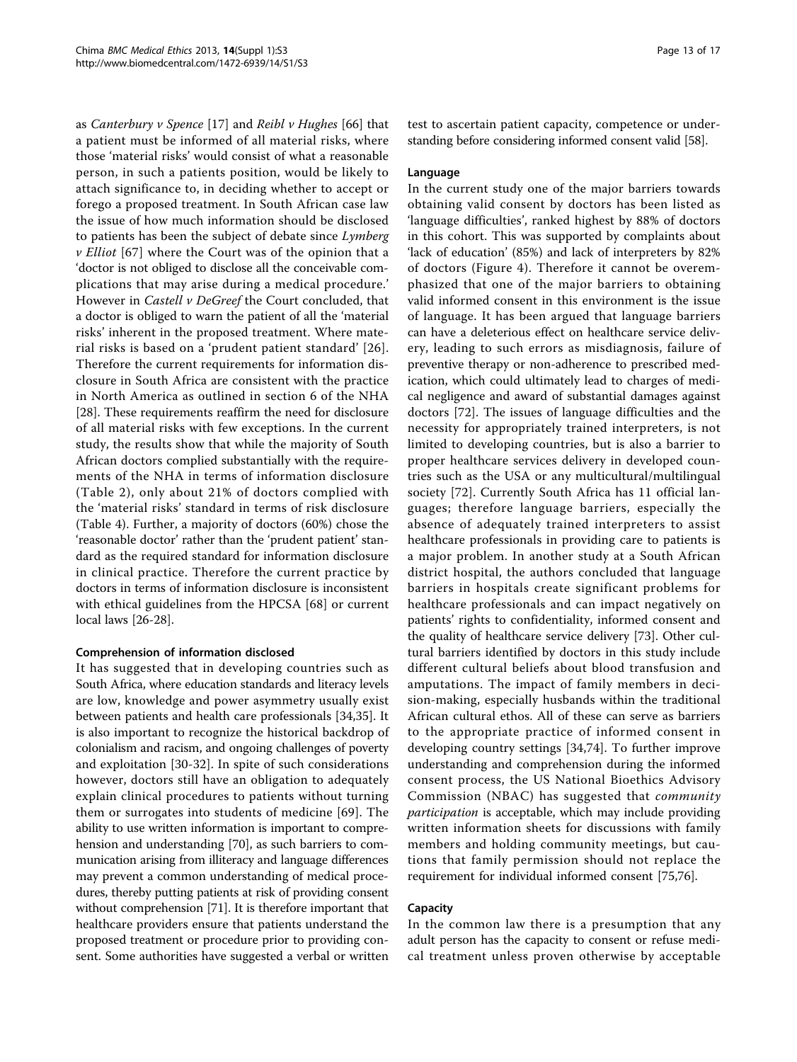as *Canterbury v Spence* [17] and *Reibl v Hughes* [66] that a patient must be informed of all material risks, where those 'material risks' would consist of what a reasonable person, in such a patients position, would be likely to attach significance to, in deciding whether to accept or forego a proposed treatment. In South African case law the issue of how much information should be disclosed to patients has been the subject of debate since *Lymberg v Elliot* [67] where the Court was of the opinion that a 'doctor is not obliged to disclose all the conceivable complications that may arise during a medical procedure.' However in *Castell v DeGreef* the Court concluded, that a doctor is obliged to warn the patient of all the 'material risks' inherent in the proposed treatment. Where material risks is based on a 'prudent patient standard' [26]. Therefore the current requirements for information disclosure in South Africa are consistent with the practice in North America as outlined in section 6 of the NHA [28]. These requirements reaffirm the need for disclosure of all material risks with few exceptions. In the current study, the results show that while the majority of South African doctors complied substantially with the requirements of the NHA in terms of information disclosure (Table 2), only about 21% of doctors complied with the 'material risks' standard in terms of risk disclosure (Table 4). Further, a majority of doctors (60%) chose the 'reasonable doctor' rather than the 'prudent patient' standard as the required standard for information disclosure in clinical practice. Therefore the current practice by doctors in terms of information disclosure is inconsistent with ethical guidelines from the HPCSA [68] or current local laws [26-28].

#### Comprehension of information disclosed

It has suggested that in developing countries such as South Africa, where education standards and literacy levels are low, knowledge and power asymmetry usually exist between patients and health care professionals [34,35]. It is also important to recognize the historical backdrop of colonialism and racism, and ongoing challenges of poverty and exploitation [30-32]. In spite of such considerations however, doctors still have an obligation to adequately explain clinical procedures to patients without turning them or surrogates into students of medicine [69]. The ability to use written information is important to comprehension and understanding [70], as such barriers to communication arising from illiteracy and language differences may prevent a common understanding of medical procedures, thereby putting patients at risk of providing consent without comprehension [71]. It is therefore important that healthcare providers ensure that patients understand the proposed treatment or procedure prior to providing consent. Some authorities have suggested a verbal or written test to ascertain patient capacity, competence or understanding before considering informed consent valid [58].

#### Language

In the current study one of the major barriers towards obtaining valid consent by doctors has been listed as 'language difficulties', ranked highest by 88% of doctors in this cohort. This was supported by complaints about 'lack of education' (85%) and lack of interpreters by 82% of doctors (Figure 4). Therefore it cannot be overemphasized that one of the major barriers to obtaining valid informed consent in this environment is the issue of language. It has been argued that language barriers can have a deleterious effect on healthcare service delivery, leading to such errors as misdiagnosis, failure of preventive therapy or non-adherence to prescribed medication, which could ultimately lead to charges of medical negligence and award of substantial damages against doctors [72]. The issues of language difficulties and the necessity for appropriately trained interpreters, is not limited to developing countries, but is also a barrier to proper healthcare services delivery in developed countries such as the USA or any multicultural/multilingual society [72]. Currently South Africa has 11 official languages; therefore language barriers, especially the absence of adequately trained interpreters to assist healthcare professionals in providing care to patients is a major problem. In another study at a South African district hospital, the authors concluded that language barriers in hospitals create significant problems for healthcare professionals and can impact negatively on patients' rights to confidentiality, informed consent and the quality of healthcare service delivery [73]. Other cultural barriers identified by doctors in this study include different cultural beliefs about blood transfusion and amputations. The impact of family members in decision-making, especially husbands within the traditional African cultural ethos. All of these can serve as barriers to the appropriate practice of informed consent in developing country settings [34,74]. To further improve understanding and comprehension during the informed consent process, the US National Bioethics Advisory Commission (NBAC) has suggested that *community participation* is acceptable, which may include providing written information sheets for discussions with family members and holding community meetings, but cautions that family permission should not replace the requirement for individual informed consent [75,76].

#### Capacity

In the common law there is a presumption that any adult person has the capacity to consent or refuse medical treatment unless proven otherwise by acceptable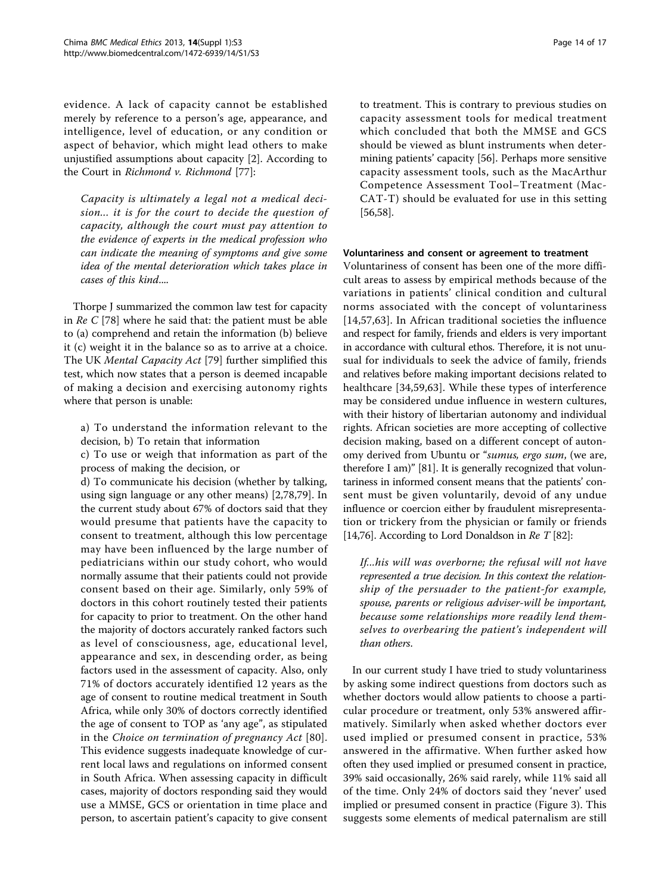evidence. A lack of capacity cannot be established merely by reference to a person's age, appearance, and intelligence, level of education, or any condition or aspect of behavior, which might lead others to make unjustified assumptions about capacity [2]. According to the Court in *Richmond v. Richmond* [77]:

> *Capacity is ultimately a legal not a medical decision... it is for the court to decide the question of capacity, although the court must pay attention to the evidence of experts in the medical profession who can indicate the meaning of symptoms and give some idea of the mental deterioration which takes place in cases of this kind....*

Thorpe J summarized the common law test for capacity in *Re C* [78] where he said that: the patient must be able to (a) comprehend and retain the information (b) believe it (c) weight it in the balance so as to arrive at a choice. The UK *Mental Capacity Act* [79] further simplified this test, which now states that a person is deemed incapable of making a decision and exercising autonomy rights where that person is unable:

a) To understand the information relevant to the decision, b) To retain that information

c) To use or weigh that information as part of the process of making the decision, or

d) To communicate his decision (whether by talking, using sign language or any other means) [2,78,79]. In the current study about 67% of doctors said that they would presume that patients have the capacity to consent to treatment, although this low percentage may have been influenced by the large number of pediatricians within our study cohort, who would normally assume that their patients could not provide consent based on their age. Similarly, only 59% of doctors in this cohort routinely tested their patients for capacity to prior to treatment. On the other hand the majority of doctors accurately ranked factors such as level of consciousness, age, educational level, appearance and sex, in descending order, as being factors used in the assessment of capacity. Also, only 71% of doctors accurately identified 12 years as the age of consent to routine medical treatment in South Africa, while only 30% of doctors correctly identified the age of consent to TOP as 'any age", as stipulated in the *Choice on termination of pregnancy Act* [80]. This evidence suggests inadequate knowledge of current local laws and regulations on informed consent in South Africa. When assessing capacity in difficult cases, majority of doctors responding said they would use a MMSE, GCS or orientation in time place and person, to ascertain patient's capacity to give consent to treatment. This is contrary to previous studies on capacity assessment tools for medical treatment which concluded that both the MMSE and GCS should be viewed as blunt instruments when determining patients' capacity [56]. Perhaps more sensitive capacity assessment tools, such as the MacArthur Competence Assessment Tool–Treatment (MacCAT-T) should be evaluated for use in this setting [56,58].

### Voluntariness and consent or agreement to treatment

Voluntariness of consent has been one of the more difficult areas to assess by empirical methods because of the variations in patients' clinical condition and cultural norms associated with the concept of voluntariness [14,57,63]. In African traditional societies the influence and respect for family, friends and elders is very important in accordance with cultural ethos. Therefore, it is not unusual for individuals to seek the advice of family, friends and relatives before making important decisions related to healthcare [34,59,63]. While these types of interference may be considered undue influence in western cultures, with their history of libertarian autonomy and individual rights. African societies are more accepting of collective decision making, based on a different concept of autonomy derived from Ubuntu or "*sumus, ergo sum*, (we are, therefore I am)" [81]. It is generally recognized that voluntariness in informed consent means that the patients' consent must be given voluntarily, devoid of any undue influence or coercion either by fraudulent misrepresentation or trickery from the physician or family or friends [14,76]. According to Lord Donaldson in *Re T* [82]:

> *If...his will was overborne; the refusal will not have represented a true decision. In this context the relationship of the persuader to the patient-for example, spouse, parents or religious adviser-will be important, because some relationships more readily lend themselves to overbearing the patient's independent will than others.*

In our current study I have tried to study voluntariness by asking some indirect questions from doctors such as whether doctors would allow patients to choose a particular procedure or treatment, only 53% answered affirmatively. Similarly when asked whether doctors ever used implied or presumed consent in practice, 53% answered in the affirmative. When further asked how often they used implied or presumed consent in practice, 39% said occasionally, 26% said rarely, while 11% said all of the time. Only 24% of doctors said they 'never' used implied or presumed consent in practice (Figure 3). This suggests some elements of medical paternalism are still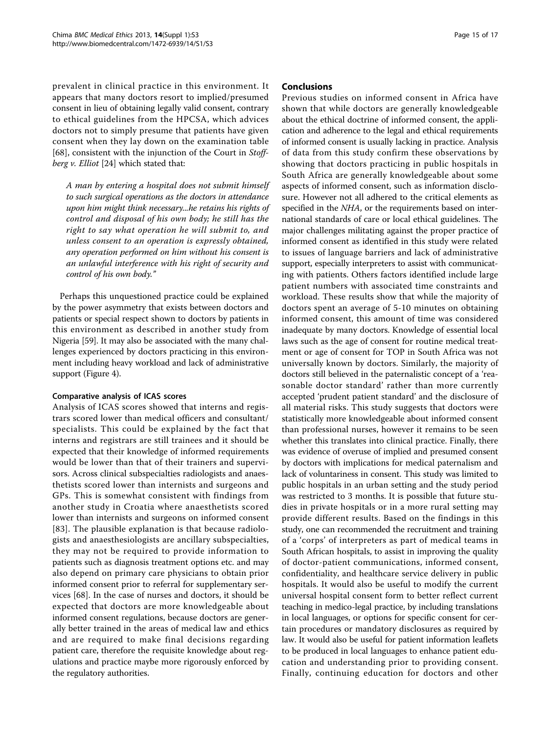prevalent in clinical practice in this environment. It appears that many doctors resort to implied/presumed consent in lieu of obtaining legally valid consent, contrary to ethical guidelines from the HPCSA, which advices doctors not to simply presume that patients have given consent when they lay down on the examination table [68], consistent with the injunction of the Court in *Stoffberg v. Elliot* [24] which stated that:

> *A man by entering a hospital does not submit himself to such surgical operations as the doctors in attendance upon him might think necessary...he retains his rights of control and disposal of his own body; he still has the right to say what operation he will submit to, and unless consent to an operation is expressly obtained, any operation performed on him without his consent is an unlawful interference with his right of security and control of his own body."*

Perhaps this unquestioned practice could be explained by the power asymmetry that exists between doctors and patients or special respect shown to doctors by patients in this environment as described in another study from Nigeria [59]. It may also be associated with the many challenges experienced by doctors practicing in this environment including heavy workload and lack of administrative support (Figure 4).

### Comparative analysis of ICAS scores

Analysis of ICAS scores showed that interns and registrars scored lower than medical officers and consultant/specialists. This could be explained by the fact that interns and registrars are still trainees and it should be expected that their knowledge of informed requirements would be lower than that of their trainers and supervisors. Across clinical subspecialties radiologists and anaesthetists scored lower than internists and surgeons and GPs. This is somewhat consistent with findings from another study in Croatia where anaesthetists scored lower than internists and surgeons on informed consent [83]. The plausible explanation is that because radiologists and anaesthesiologists are ancillary subspecialties, they may not be required to provide information to patients such as diagnosis treatment options etc. and may also depend on primary care physicians to obtain prior informed consent prior to referral for supplementary services [68]. In the case of nurses and doctors, it should be expected that doctors are more knowledgeable about informed consent regulations, because doctors are generally better trained in the areas of medical law and ethics and are required to make final decisions regarding patient care, therefore the requisite knowledge about regulations and practice maybe more rigorously enforced by the regulatory authorities.

## Conclusions

Previous studies on informed consent in Africa have shown that while doctors are generally knowledgeable about the ethical doctrine of informed consent, the application and adherence to the legal and ethical requirements of informed consent is usually lacking in practice. Analysis of data from this study confirm these observations by showing that doctors practicing in public hospitals in South Africa are generally knowledgeable about some aspects of informed consent, such as information disclosure. However not all adhered to the critical elements as specified in the *NHA*, or the requirements based on international standards of care or local ethical guidelines. The major challenges militating against the proper practice of informed consent as identified in this study were related to issues of language barriers and lack of administrative support, especially interpreters to assist with communicating with patients. Others factors identified include large patient numbers with associated time constraints and workload. These results show that while the majority of doctors spent an average of 5-10 minutes on obtaining informed consent, this amount of time was considered inadequate by many doctors. Knowledge of essential local laws such as the age of consent for routine medical treatment or age of consent for TOP in South Africa was not universally known by doctors. Similarly, the majority of doctors still believed in the paternalistic concept of a 'reasonable doctor standard' rather than more currently accepted 'prudent patient standard' and the disclosure of all material risks. This study suggests that doctors were statistically more knowledgeable about informed consent than professional nurses, however it remains to be seen whether this translates into clinical practice. Finally, there was evidence of overuse of implied and presumed consent by doctors with implications for medical paternalism and lack of voluntariness in consent. This study was limited to public hospitals in an urban setting and the study period was restricted to 3 months. It is possible that future studies in private hospitals or in a more rural setting may provide different results. Based on the findings in this study, one can recommended the recruitment and training of a 'corps' of interpreters as part of medical teams in South African hospitals, to assist in improving the quality of doctor-patient communications, informed consent, confidentiality, and healthcare service delivery in public hospitals. It would also be useful to modify the current universal hospital consent form to better reflect current teaching in medico-legal practice, by including translations in local languages, or options for specific consent for certain procedures or mandatory disclosures as required by law. It would also be useful for patient information leaflets to be produced in local languages to enhance patient education and understanding prior to providing consent. Finally, continuing education for doctors and other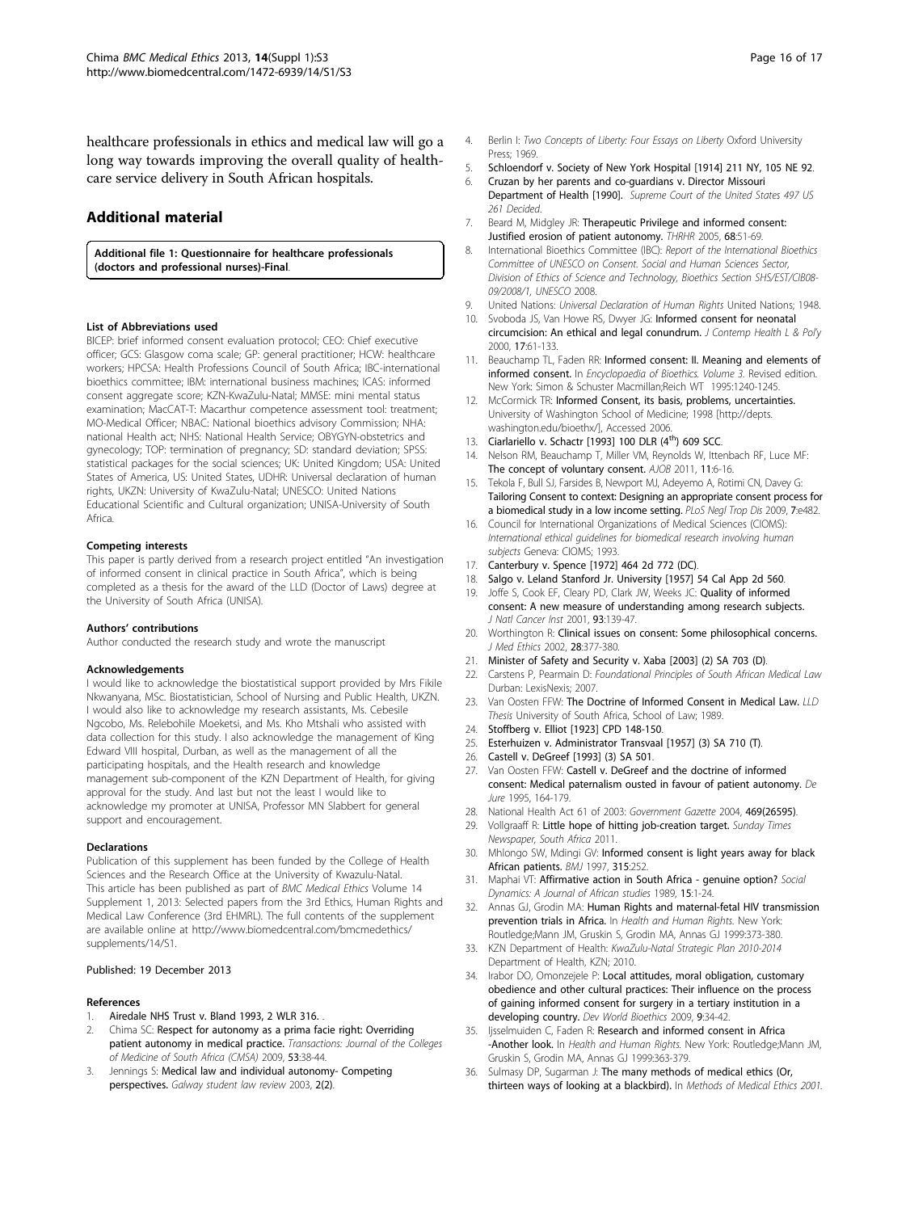healthcare professionals in ethics and medical law will go a long way towards improving the overall quality of healthcare service delivery in South African hospitals.

## Additional material

**Additional file 1: Questionnaire for healthcare professionals (doctors and professional nurses)-Final.**

#### List of Abbreviations used

BICEP: brief informed consent evaluation protocol; CEO: Chief executive officer; GCS: Glasgow coma scale; GP: general practitioner; HCW: healthcare workers; HPCSA: Health Professions Council of South Africa; IBC-international bioethics committee; IBM: international business machines; ICAS: informed consent aggregate score; KZN-KwaZulu-Natal; MMSE: mini mental status examination; MacCAT-T: Macarthur competence assessment tool: treatment; MO-Medical Officer; NBAC: National bioethics advisory Commission; NHA: national Health act; NHS: National Health Service; OBYGYN-obstetrics and gynecology; TOP: termination of pregnancy; SD: standard deviation; SPSS: statistical packages for the social sciences; UK: United Kingdom; USA: United States of America, US: United States, UDHR: Universal declaration of human rights, UKZN: University of KwaZulu-Natal; UNESCO: United Nations Educational Scientific and Cultural organization; UNISA-University of South Africa.

#### Competing interests

This paper is partly derived from a research project entitled "An investigation of informed consent in clinical practice in South Africa", which is being completed as a thesis for the award of the LLD (Doctor of Laws) degree at the University of South Africa (UNISA).

#### Authors' contributions

Author conducted the research study and wrote the manuscript

#### Acknowledgements

I would like to acknowledge the biostatistical support provided by Mrs Fikile Nkwanyana, MSc. Biostatistician, School of Nursing and Public Health, UKZN. I would also like to acknowledge my research assistants, Ms. Cebesile Ngcobo, Ms. Relebohile Moeketsi, and Ms. Kho Mtshali who assisted with data collection for this study. I also acknowledge the management of King Edward VIII hospital, Durban, as well as the management of all the participating hospitals, and the Health research and knowledge management sub-component of the KZN Department of Health, for giving approval for the study. And last but not the least I would like to acknowledge my promoter at UNISA, Professor MN Slabbert for general support and encouragement.

#### Declarations

Publication of this supplement has been funded by the College of Health Sciences and the Research Office at the University of Kwazulu-Natal. This article has been published as part of *BMC Medical Ethics* Volume 14 Supplement 1, 2013: Selected papers from the 3rd Ethics, Human Rights and Medical Law Conference (3rd EHMRL). The full contents of the supplement are available online at http://www.biomedcentral.com/bmcmedethics/supplements/14/S1.

Published: 19 December 2013

#### References

1. Airedale NHS Trust v. Bland 1993, 2 WLR 316. .
2. Chima SC: Respect for autonomy as a prima facie right: Overriding patient autonomy in medical practice. *Transactions: Journal of the Colleges of Medicine of South Africa (CMSA)* 2009, **53**:38-44.
3. Jennings S: Medical law and individual autonomy- Competing perspectives. *Galway student law review* 2003, **2(2)**.
4. Berlin I: *Two Concepts of Liberty: Four Essays on Liberty* Oxford University Press; 1969.
5. Schloendorf v. Society of New York Hospital [1914] 211 NY, 105 NE 92.
6. Cruzan by her parents and co-guardians v. Director Missouri Department of Health [1990]. *Supreme Court of the United States 497 US 261 Decided.*
7. Beard M, Midgley JR: Therapeutic Privilege and informed consent: Justified erosion of patient autonomy. *THRHR* 2005, **68**:51-69.
8. International Bioethics Committee (IBC): *Report of the International Bioethics Committee of UNESCO on Consent. Social and Human Sciences Sector, Division of Ethics of Science and Technology, Bioethics Section SHS/EST/CIB08-09/2008/1, UNESCO* 2008.
9. United Nations: *Universal Declaration of Human Rights* United Nations; 1948.
10. Svoboda JS, Van Howe RS, Dwyer JG: Informed consent for neonatal circumcision: An ethical and legal conundrum. *J Contemp Health L & Pol'y* 2000, **17**:61-133.
11. Beauchamp TL, Faden RR: Informed consent: II. Meaning and elements of informed consent. In *Encyclopaedia of Bioethics. Volume 3.* Revised edition. New York: Simon & Schuster Macmillan;Reich WT 1995:1240-1245.
12. McCormick TR: Informed Consent, its basis, problems, uncertainties. University of Washington School of Medicine; 1998 [http://depts.washington.edu/bioethx/], Accessed 2006.
13. Ciarlariello v. Schactr [1993] 100 DLR (4th) 609 SCC.
14. Nelson RM, Beauchamp T, Miller VM, Reynolds W, Ittenbach RF, Luce MF: The concept of voluntary consent. *AJOB* 2011, **11**:6-16.
15. Tekola F, Bull SJ, Farsides B, Newport MJ, Adeyemo A, Rotimi CN, Davey G: Tailoring Consent to context: Designing an appropriate consent process for a biomedical study in a low income setting. *PLoS Negl Trop Dis* 2009, **7**:e482.
16. Council for International Organizations of Medical Sciences (CIOMS): *International ethical guidelines for biomedical research involving human subjects* Geneva: CIOMS; 1993.
17. Canterbury v. Spence [1972] 464 2d 772 (DC).
18. Salgo v. Leland Stanford Jr. University [1957] 54 Cal App 2d 560.
19. Joffe S, Cook EF, Cleary PD, Clark JW, Weeks JC: Quality of informed consent: A new measure of understanding among research subjects. *J Natl Cancer Inst* 2001, **93**:139-47.
20. Worthington R: Clinical issues on consent: Some philosophical concerns. *J Med Ethics* 2002, **28**:377-380.
21. Minister of Safety and Security v. Xaba [2003] (2) SA 703 (D).
22. Carstens P, Pearmain D: *Foundational Principles of South African Medical Law* Durban: LexisNexis; 2007.
23. Van Oosten FFW: The Doctrine of Informed Consent in Medical Law. *LLD Thesis* University of South Africa, School of Law; 1989.
24. Stoffberg v. Elliot [1923] CPD 148-150.
25. Esterhuizen v. Administrator Transvaal [1957] (3) SA 710 (T).
26. Castell v. DeGreef [1993] (3) SA 501.
27. Van Oosten FFW: Castell v. DeGreef and the doctrine of informed consent: Medical paternalism ousted in favour of patient autonomy. *De Jure* 1995, 164-179.
28. National Health Act 61 of 2003: *Government Gazette* 2004, **469(26595)**.
29. Vollgraaff R: Little hope of hitting job-creation target. *Sunday Times Newspaper, South Africa* 2011.
30. Mhlongo SW, Mdingi GV: Informed consent is light years away for black African patients. *BMJ* 1997, **315**:252.
31. Maphai VT: Affirmative action in South Africa - genuine option? *Social Dynamics: A Journal of African studies* 1989, **15**:1-24.
32. Annas GJ, Grodin MA: Human Rights and maternal-fetal HIV transmission prevention trials in Africa. In *Health and Human Rights.* New York: Routledge;Mann JM, Gruskin S, Grodin MA, Annas GJ 1999:373-380.
33. KZN Department of Health: *KwaZulu-Natal Strategic Plan 2010-2014* Department of Health, KZN; 2010.
34. Irabor DO, Omonzejele P: Local attitudes, moral obligation, customary obedience and other cultural practices: Their influence on the process of gaining informed consent for surgery in a tertiary institution in a developing country. *Dev World Bioethics* 2009, **9**:34-42.
35. Ijsselmuiden C, Faden R: Research and informed consent in Africa -Another look. In *Health and Human Rights.* New York: Routledge;Mann JM, Gruskin S, Grodin MA, Annas GJ 1999:363-379.
36. Sulmasy DP, Sugarman J: The many methods of medical ethics (Or, thirteen ways of looking at a blackbird). In *Methods of Medical Ethics 2001.*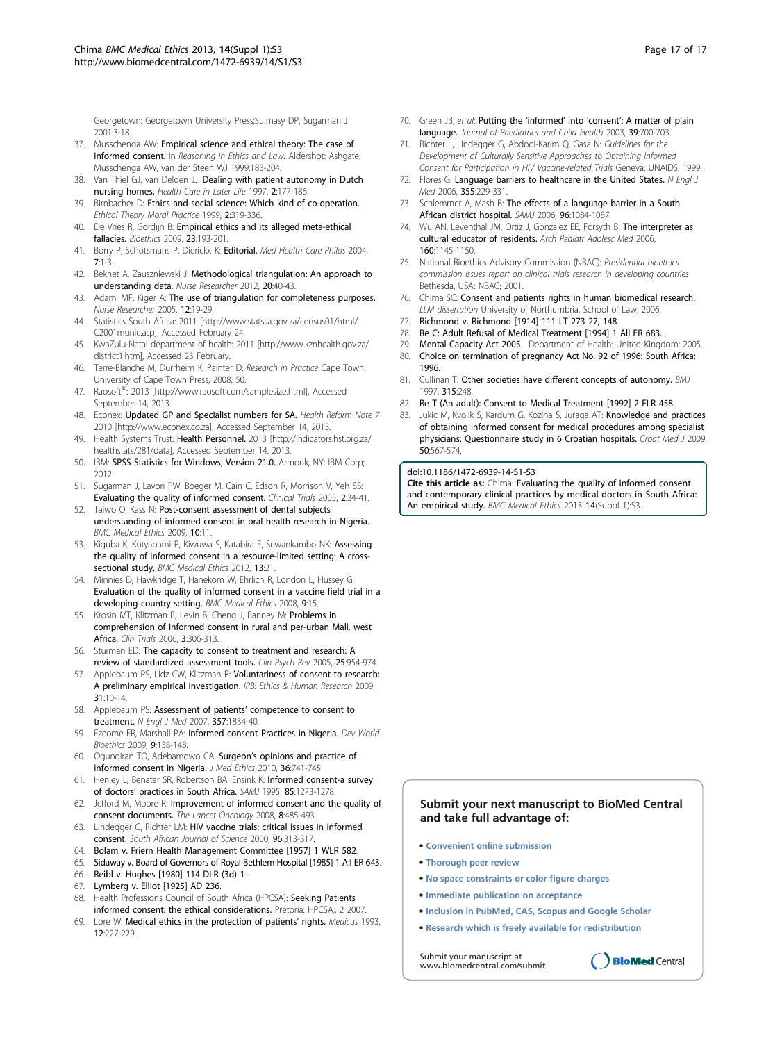Georgetown: Georgetown University Press;Sulmasy DP, Sugarman J 2001:3-18.

37. Musschenga AW: **Empirical science and ethical theory: The case of informed consent.** In *Reasoning in Ethics and Law.* Aldershot: Ashgate; Musschenga AW, van der Steen WJ 1999:183-204.
38. Van Thiel GJ, van Delden JJ: **Dealing with patient autonomy in Dutch nursing homes.** *Health Care in Later Life* 1997, **2**:177-186.
39. Birnbacher D: **Ethics and social science: Which kind of co-operation.** *Ethical Theory Moral Practice* 1999, **2**:319-336.
40. De Vries R, Gordijn B: **Empirical ethics and its alleged meta-ethical fallacies.** *Bioethics* 2009, **23**:193-201.
41. Borry P, Schotsmans P, Dierickx K: **Editorial.** *Med Health Care Philos* 2004, **7**:1-3.
42. Bekhet A, Zauszniewski J: **Methodological triangulation: An approach to understanding data.** *Nurse Researcher* 2012, **20**:40-43.
43. Adami MF, Kiger A: **The use of triangulation for completeness purposes.** *Nurse Researcher* 2005, **12**:19-29.
44. Statistics South Africa: 2011 [http://www.statssa.gov.za/census01/html/C2001munic.asp], Accessed February 24.
45. KwaZulu-Natal department of health: 2011 [http://www.kznhealth.gov.za/district1.htm], Accessed 23 February.
46. Terre-Blanche M, Durrheim K, Painter D: *Research in Practice* Cape Town: University of Cape Town Press; 2008, 50.
47. Raosoft®: 2013 [http://www.raosoft.com/samplesize.html], Accessed September 14, 2013.
48. Econex: **Updated GP and Specialist numbers for SA.** *Health Reform Note 7* 2010 [http://www.econex.co.za], Accessed September 14, 2013.
49. Health Systems Trust: **Health Personnel.** 2013 [http://indicators.hst.org.za/healthstats/281/data], Accessed September 14, 2013.
50. IBM: **SPSS Statistics for Windows, Version 21.0.** Armonk, NY: IBM Corp; 2012.
51. Sugarman J, Lavori PW, Boeger M, Cain C, Edson R, Morrison V, Yeh SS: **Evaluating the quality of informed consent.** *Clinical Trials* 2005, **2**:34-41.
52. Taiwo O, Kass N: **Post-consent assessment of dental subjects understanding of informed consent in oral health research in Nigeria.** *BMC Medical Ethics* 2009, **10**:11.
53. Kiguba K, Kutyabami P, Kiwuwa S, Katabira E, Sewankambo NK: **Assessing the quality of informed consent in a resource-limited setting: A cross-sectional study.** *BMC Medical Ethics* 2012, **13**:21.
54. Minnies D, Hawkridge T, Hanekom W, Ehrlich R, London L, Hussey G: **Evaluation of the quality of informed consent in a vaccine field trial in a developing country setting.** *BMC Medical Ethics* 2008, **9**:15.
55. Krosin MT, Klitzman R, Levin B, Cheng J, Ranney M: **Problems in comprehension of informed consent in rural and per-urban Mali, west Africa.** *Clin Trials* 2006, **3**:306-313.
56. Sturman ED: **The capacity to consent to treatment and research: A review of standardized assessment tools.** *Clin Psych Rev* 2005, **25**:954-974.
57. Applebaum PS, Lidz CW, Klitzman R: **Voluntariness of consent to research: A preliminary empirical investigation.** *IRB: Ethics & Human Research* 2009, **31**:10-14.
58. Applebaum PS: **Assessment of patients' competence to consent to treatment.** *N Engl J Med* 2007, **357**:1834-40.
59. Ezeome ER, Marshall PA: **Informed consent Practices in Nigeria.** *Dev World Bioethics* 2009, **9**:138-148.
60. Ogundiran TO, Adebamowo CA: **Surgeon's opinions and practice of informed consent in Nigeria.** *J Med Ethics* 2010, **36**:741-745.
61. Henley L, Benatar SR, Robertson BA, Ensink K: **Informed consent-a survey of doctors' practices in South Africa.** *SAMJ* 1995, **85**:1273-1278.
62. Jefford M, Moore R: **Improvement of informed consent and the quality of consent documents.** *The Lancet Oncology* 2008, **8**:485-493.
63. Lindegger G, Richter LM: **HIV vaccine trials: critical issues in informed consent.** *South African Journal of Science* 2000, **96**:313-317.
64. **Bolam v. Friern Health Management Committee [1957] 1 WLR 582.**
65. **Sidaway v. Board of Governors of Royal Bethlem Hospital [1985] 1 All ER 643.**
66. **Reibl v. Hughes [1980] 114 DLR (3d) 1.**
67. **Lymberg v. Elliot [1925] AD 236.**
68. Health Professions Council of South Africa (HPCSA): **Seeking Patients informed consent: the ethical considerations.** Pretoria: HPCSA;, 2 2007.
69. Lore W: **Medical ethics in the protection of patients' rights.** *Medicus* 1993, **12**:227-229.
70. Green JB, *et al*: **Putting the 'informed' into 'consent': A matter of plain language.** *Journal of Paediatrics and Child Health* 2003, **39**:700-703.
71. Richter L, Lindegger G, Abdool-Karim Q, Gasa N: *Guidelines for the Development of Culturally Sensitive Approaches to Obtaining Informed Consent for Participation in HIV Vaccine-related Trials* Geneva: UNAIDS; 1999.
72. Flores G: **Language barriers to healthcare in the United States.** *N Engl J Med* 2006, **355**:229-331.
73. Schlemmer A, Mash B: **The effects of a language barrier in a South African district hospital.** *SAMJ* 2006, **96**:1084-1087.
74. Wu AN, Leventhal JM, Ortiz J, Gonzalez EE, Forsyth B: **The interpreter as cultural educator of residents.** *Arch Pediatr Adolesc Med* 2006, **160**:1145-1150.
75. National Bioethics Advisory Commission (NBAC): *Presidential bioethics commission issues report on clinical trials research in developing countries* Bethesda, USA: NBAC; 2001.
76. Chima SC: **Consent and patients rights in human biomedical research.** *LLM dissertation* University of Northumbria, School of Law; 2006.
77. **Richmond v. Richmond [1914] 111 LT 273 27, 148.**
78. **Re C: Adult Refusal of Medical Treatment [1994] 1 All ER 683.** .
79. **Mental Capacity Act 2005.** Department of Health: United Kingdom; 2005.
80. **Choice on termination of pregnancy Act No. 92 of 1996: South Africa;** 1996.
81. Cullinan T: **Other societies have different concepts of autonomy.** *BMJ* 1997, **315**:248.
82. **Re T (An adult): Consent to Medical Treatment [1992] 2 FLR 458.** .
83. Jukic M, Kvolik S, Kardum G, Kozina S, Juraga AT: **Knowledge and practices of obtaining informed consent for medical procedures among specialist physicians: Questionnaire study in 6 Croatian hospitals.** *Croat Med J* 2009, **50**:567-574.

doi:10.1186/1472-6939-14-S1-S3

**Cite this article as:** Chima: Evaluating the quality of informed consent and contemporary clinical practices by medical doctors in South Africa: An empirical study. *BMC Medical Ethics* 2013 **14**(Suppl 1):S3.

**Submit your next manuscript to BioMed Central and take full advantage of:**

- **Convenient online submission**
- **Thorough peer review**
- **No space constraints or color figure charges**
- **Immediate publication on acceptance**
- **Inclusion in PubMed, CAS, Scopus and Google Scholar**
- **Research which is freely available for redistribution**

Submit your manuscript at www.biomedcentral.com/submit

BioMed Central